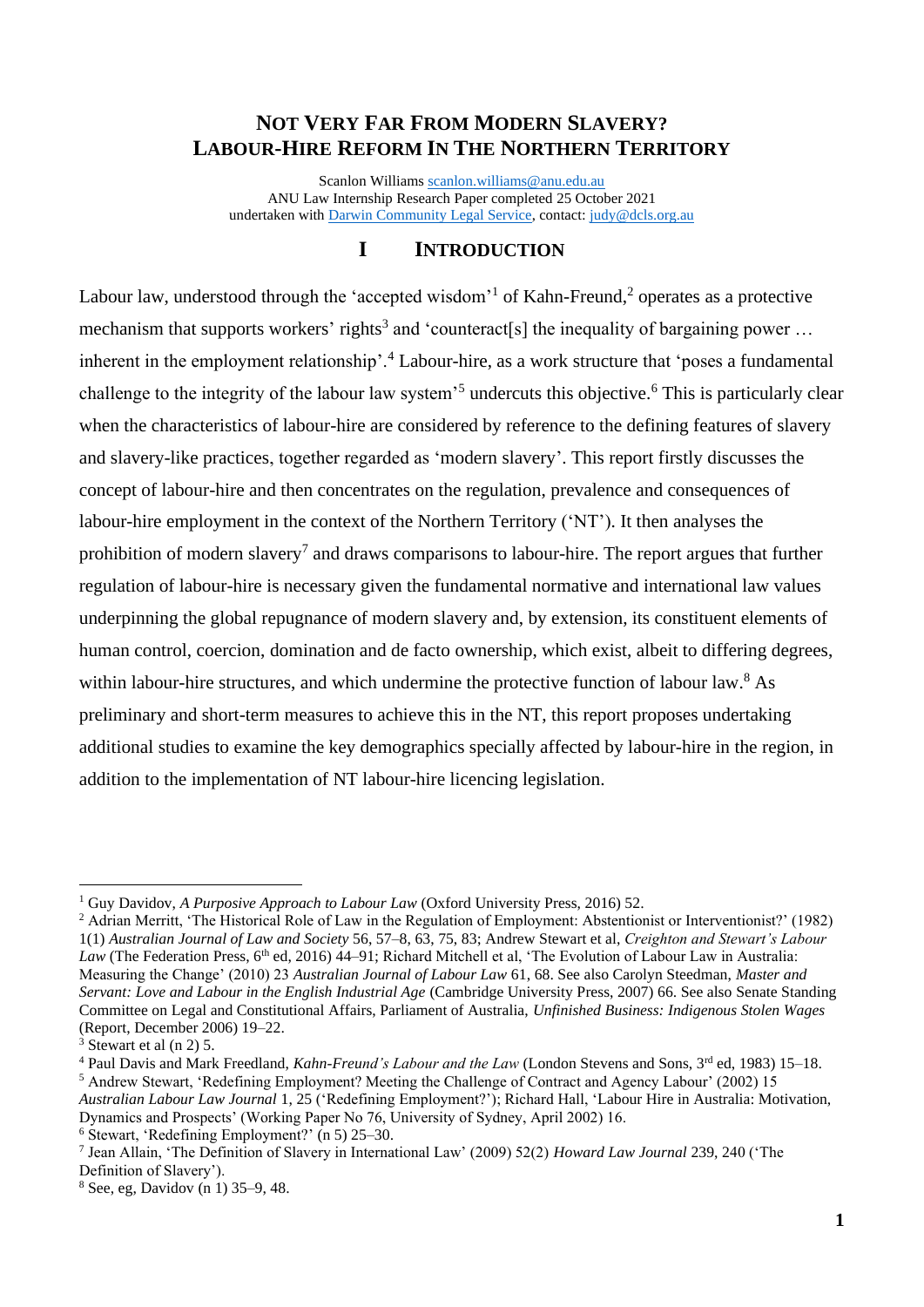# NOT VERY FAR FROM MODERN SLAVERY? LABOUR-HIRE REFORM IN THE NORTHERN TERRITORY

Scanlon Williams scanlon.williams@anu.edu.au
ANU Law Internship Research Paper completed 25 October 2021
undertaken with Darwin Community Legal Service, contact: judy@dcls.org.au

## I INTRODUCTION

Labour law, understood through the 'accepted wisdom'[1] of Kahn-Freund,[2] operates as a protective mechanism that supports workers' rights[3] and 'counteract[s] the inequality of bargaining power … inherent in the employment relationship'.[4] Labour-hire, as a work structure that 'poses a fundamental challenge to the integrity of the labour law system'[5] undercuts this objective.[6] This is particularly clear when the characteristics of labour-hire are considered by reference to the defining features of slavery and slavery-like practices, together regarded as 'modern slavery'. This report firstly discusses the concept of labour-hire and then concentrates on the regulation, prevalence and consequences of labour-hire employment in the context of the Northern Territory ('NT'). It then analyses the prohibition of modern slavery[7] and draws comparisons to labour-hire. The report argues that further regulation of labour-hire is necessary given the fundamental normative and international law values underpinning the global repugnance of modern slavery and, by extension, its constituent elements of human control, coercion, domination and de facto ownership, which exist, albeit to differing degrees, within labour-hire structures, and which undermine the protective function of labour law.[8] As preliminary and short-term measures to achieve this in the NT, this report proposes undertaking additional studies to examine the key demographics specially affected by labour-hire in the region, in addition to the implementation of NT labour-hire licencing legislation.

---

[1] Guy Davidov, *A Purposive Approach to Labour Law* (Oxford University Press, 2016) 52.

[2] Adrian Merritt, 'The Historical Role of Law in the Regulation of Employment: Abstentionist or Interventionist?' (1982) 1(1) *Australian Journal of Law and Society* 56, 57–8, 63, 75, 83; Andrew Stewart et al, *Creighton and Stewart's Labour Law* (The Federation Press, 6th ed, 2016) 44–91; Richard Mitchell et al, 'The Evolution of Labour Law in Australia: Measuring the Change' (2010) 23 *Australian Journal of Labour Law* 61, 68. See also Carolyn Steedman, *Master and Servant: Love and Labour in the English Industrial Age* (Cambridge University Press, 2007) 66. See also Senate Standing Committee on Legal and Constitutional Affairs, Parliament of Australia, *Unfinished Business: Indigenous Stolen Wages* (Report, December 2006) 19–22.

[3] Stewart et al (n 2) 5.

[4] Paul Davis and Mark Freedland, *Kahn-Freund's Labour and the Law* (London Stevens and Sons, 3rd ed, 1983) 15–18.

[5] Andrew Stewart, 'Redefining Employment? Meeting the Challenge of Contract and Agency Labour' (2002) 15 *Australian Labour Law Journal* 1, 25 ('Redefining Employment?'); Richard Hall, 'Labour Hire in Australia: Motivation, Dynamics and Prospects' (Working Paper No 76, University of Sydney, April 2002) 16.

[6] Stewart, 'Redefining Employment?' (n 5) 25–30.

[7] Jean Allain, 'The Definition of Slavery in International Law' (2009) 52(2) *Howard Law Journal* 239, 240 ('The Definition of Slavery').

[8] See, eg, Davidov (n 1) 35–9, 48.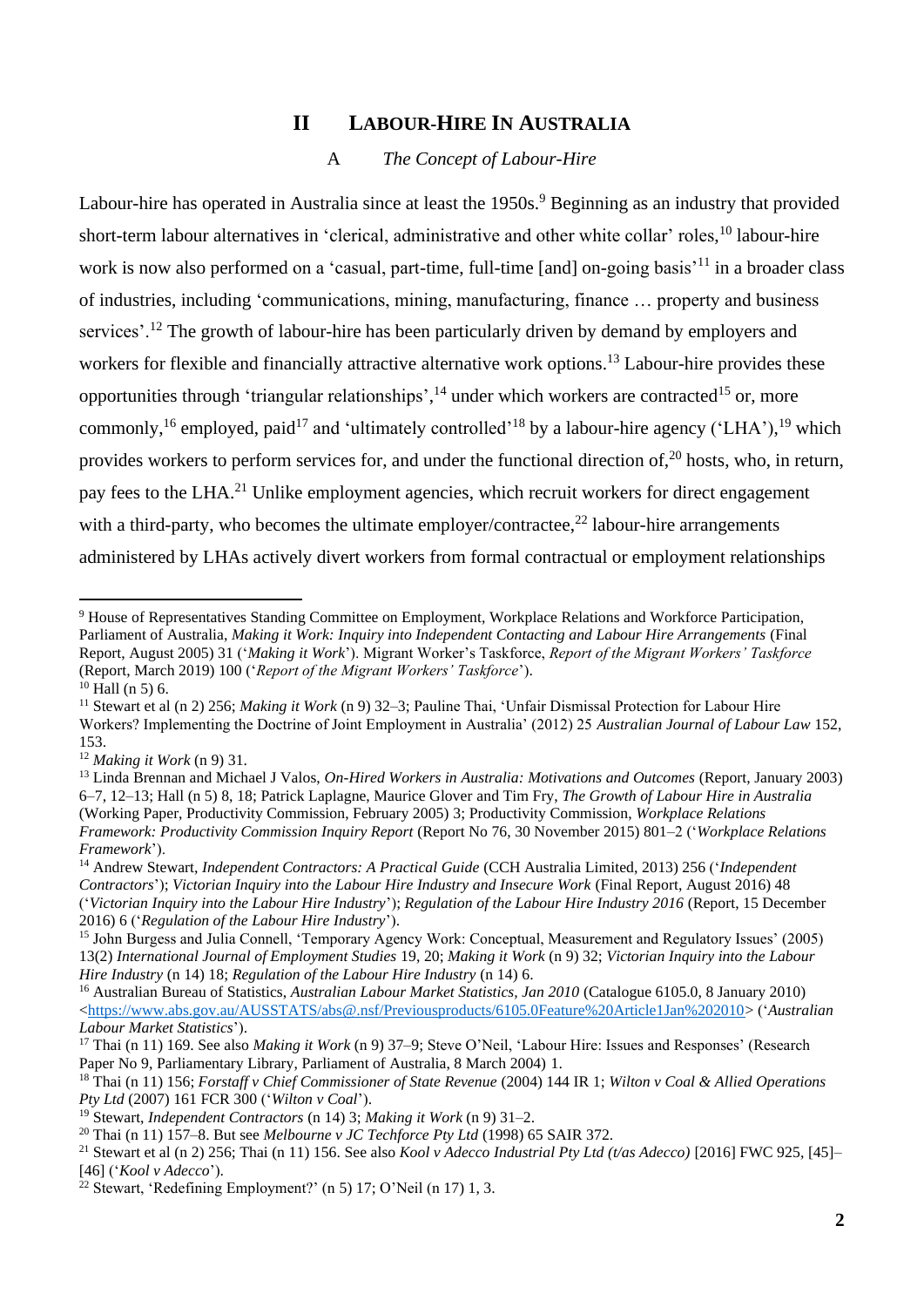## II LABOUR-HIRE IN AUSTRALIA

### A *The Concept of Labour-Hire*

Labour-hire has operated in Australia since at least the 1950s.[9] Beginning as an industry that provided short-term labour alternatives in 'clerical, administrative and other white collar' roles,[10] labour-hire work is now also performed on a 'casual, part-time, full-time [and] on-going basis'[11] in a broader class of industries, including 'communications, mining, manufacturing, finance … property and business services'.[12] The growth of labour-hire has been particularly driven by demand by employers and workers for flexible and financially attractive alternative work options.[13] Labour-hire provides these opportunities through 'triangular relationships',[14] under which workers are contracted[15] or, more commonly,[16] employed, paid[17] and 'ultimately controlled'[18] by a labour-hire agency ('LHA'),[19] which provides workers to perform services for, and under the functional direction of,[20] hosts, who, in return, pay fees to the LHA.[21] Unlike employment agencies, which recruit workers for direct engagement with a third-party, who becomes the ultimate employer/contractee,[22] labour-hire arrangements administered by LHAs actively divert workers from formal contractual or employment relationships

---

[9] House of Representatives Standing Committee on Employment, Workplace Relations and Workforce Participation, Parliament of Australia, *Making it Work: Inquiry into Independent Contacting and Labour Hire Arrangements* (Final Report, August 2005) 31 ('*Making it Work*'). Migrant Worker's Taskforce, *Report of the Migrant Workers' Taskforce* (Report, March 2019) 100 ('*Report of the Migrant Workers' Taskforce*').

[10] Hall (n 5) 6.

[11] Stewart et al (n 2) 256; *Making it Work* (n 9) 32–3; Pauline Thai, 'Unfair Dismissal Protection for Labour Hire Workers? Implementing the Doctrine of Joint Employment in Australia' (2012) 25 *Australian Journal of Labour Law* 152, 153.

[12] *Making it Work* (n 9) 31.

[13] Linda Brennan and Michael J Valos, *On-Hired Workers in Australia: Motivations and Outcomes* (Report, January 2003) 6–7, 12–13; Hall (n 5) 8, 18; Patrick Laplagne, Maurice Glover and Tim Fry, *The Growth of Labour Hire in Australia* (Working Paper, Productivity Commission, February 2005) 3; Productivity Commission, *Workplace Relations Framework: Productivity Commission Inquiry Report* (Report No 76, 30 November 2015) 801–2 ('*Workplace Relations Framework*').

[14] Andrew Stewart, *Independent Contractors: A Practical Guide* (CCH Australia Limited, 2013) 256 ('*Independent Contractors*'); *Victorian Inquiry into the Labour Hire Industry and Insecure Work* (Final Report, August 2016) 48 ('*Victorian Inquiry into the Labour Hire Industry*'); *Regulation of the Labour Hire Industry 2016* (Report, 15 December 2016) 6 ('*Regulation of the Labour Hire Industry*').

[15] John Burgess and Julia Connell, 'Temporary Agency Work: Conceptual, Measurement and Regulatory Issues' (2005) 13(2) *International Journal of Employment Studies* 19, 20; *Making it Work* (n 9) 32; *Victorian Inquiry into the Labour Hire Industry* (n 14) 18; *Regulation of the Labour Hire Industry* (n 14) 6.

[16] Australian Bureau of Statistics, *Australian Labour Market Statistics, Jan 2010* (Catalogue 6105.0, 8 January 2010) <https://www.abs.gov.au/AUSSTATS/abs@.nsf/Previousproducts/6105.0Feature%20Article1Jan%202010> ('*Australian Labour Market Statistics*').

[17] Thai (n 11) 169. See also *Making it Work* (n 9) 37–9; Steve O'Neil, 'Labour Hire: Issues and Responses' (Research Paper No 9, Parliamentary Library, Parliament of Australia, 8 March 2004) 1.

[18] Thai (n 11) 156; *Forstaff v Chief Commissioner of State Revenue* (2004) 144 IR 1; *Wilton v Coal & Allied Operations Pty Ltd* (2007) 161 FCR 300 ('*Wilton v Coal*').

[19] Stewart, *Independent Contractors* (n 14) 3; *Making it Work* (n 9) 31–2.

[20] Thai (n 11) 157–8. But see *Melbourne v JC Techforce Pty Ltd* (1998) 65 SAIR 372.

[21] Stewart et al (n 2) 256; Thai (n 11) 156. See also *Kool v Adecco Industrial Pty Ltd (t/as Adecco)* [2016] FWC 925, [45]–[46] ('*Kool v Adecco*').

[22] Stewart, 'Redefining Employment?' (n 5) 17; O'Neil (n 17) 1, 3.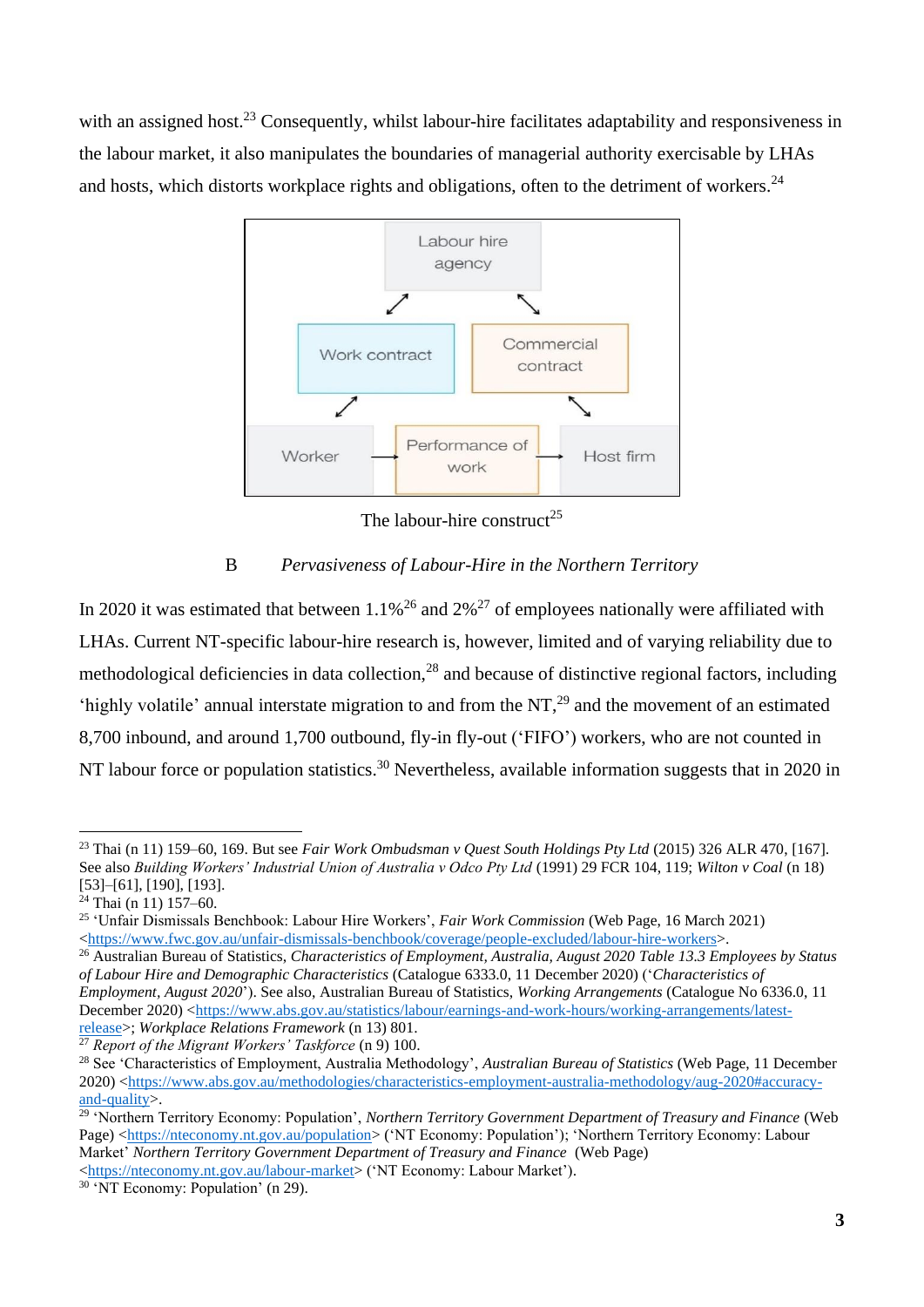with an assigned host.[23] Consequently, whilst labour-hire facilitates adaptability and responsiveness in the labour market, it also manipulates the boundaries of managerial authority exercisable by LHAs and hosts, which distorts workplace rights and obligations, often to the detriment of workers.[24]

The labour-hire construct[25]

### B Pervasiveness of Labour-Hire in the Northern Territory

In 2020 it was estimated that between 1.1%[26] and 2%[27] of employees nationally were affiliated with LHAs. Current NT-specific labour-hire research is, however, limited and of varying reliability due to methodological deficiencies in data collection,[28] and because of distinctive regional factors, including 'highly volatile' annual interstate migration to and from the NT,[29] and the movement of an estimated 8,700 inbound, and around 1,700 outbound, fly-in fly-out ('FIFO') workers, who are not counted in NT labour force or population statistics.[30] Nevertheless, available information suggests that in 2020 in

---

[23] Thai (n 11) 159–60, 169. But see *Fair Work Ombudsman v Quest South Holdings Pty Ltd* (2015) 326 ALR 470, [167]. See also *Building Workers' Industrial Union of Australia v Odco Pty Ltd* (1991) 29 FCR 104, 119; *Wilton v Coal* (n 18) [53]–[61], [190], [193].

[24] Thai (n 11) 157–60.

[25] 'Unfair Dismissals Benchbook: Labour Hire Workers', *Fair Work Commission* (Web Page, 16 March 2021) <https://www.fwc.gov.au/unfair-dismissals-benchbook/coverage/people-excluded/labour-hire-workers>.

[26] Australian Bureau of Statistics, *Characteristics of Employment, Australia, August 2020 Table 13.3 Employees by Status of Labour Hire and Demographic Characteristics* (Catalogue 6333.0, 11 December 2020) ('*Characteristics of Employment, August 2020*'). See also, Australian Bureau of Statistics, *Working Arrangements* (Catalogue No 6336.0, 11 December 2020) <https://www.abs.gov.au/statistics/labour/earnings-and-work-hours/working-arrangements/latest-release>; *Workplace Relations Framework* (n 13) 801.

[27] *Report of the Migrant Workers' Taskforce* (n 9) 100.

[28] See 'Characteristics of Employment, Australia Methodology', *Australian Bureau of Statistics* (Web Page, 11 December 2020) <https://www.abs.gov.au/methodologies/characteristics-employment-australia-methodology/aug-2020#accuracy-and-quality>.

[29] 'Northern Territory Economy: Population', *Northern Territory Government Department of Treasury and Finance* (Web Page) <https://nteconomy.nt.gov.au/population> ('NT Economy: Population'); 'Northern Territory Economy: Labour Market' *Northern Territory Government Department of Treasury and Finance* (Web Page) <https://nteconomy.nt.gov.au/labour-market> ('NT Economy: Labour Market').

[30] 'NT Economy: Population' (n 29).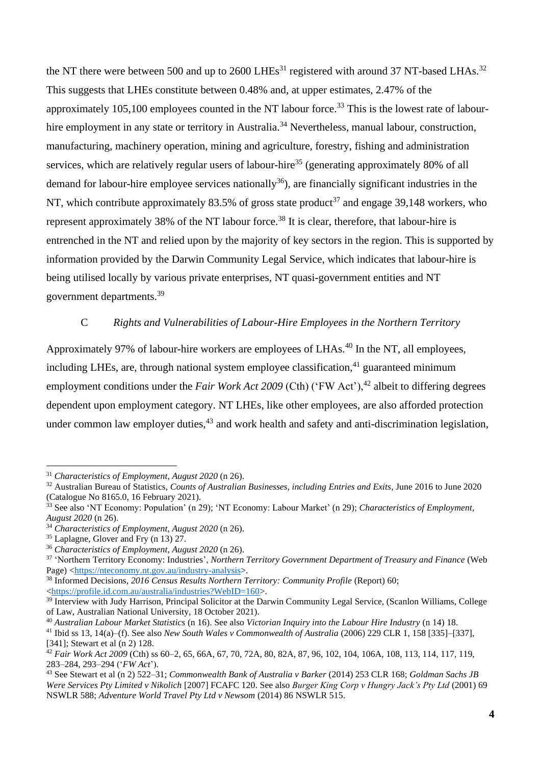the NT there were between 500 and up to 2600 LHEs[31] registered with around 37 NT-based LHAs.[32] This suggests that LHEs constitute between 0.48% and, at upper estimates, 2.47% of the approximately 105,100 employees counted in the NT labour force.[33] This is the lowest rate of labour-hire employment in any state or territory in Australia.[34] Nevertheless, manual labour, construction, manufacturing, machinery operation, mining and agriculture, forestry, fishing and administration services, which are relatively regular users of labour-hire[35] (generating approximately 80% of all demand for labour-hire employee services nationally[36]), are financially significant industries in the NT, which contribute approximately 83.5% of gross state product[37] and engage 39,148 workers, who represent approximately 38% of the NT labour force.[38] It is clear, therefore, that labour-hire is entrenched in the NT and relied upon by the majority of key sectors in the region. This is supported by information provided by the Darwin Community Legal Service, which indicates that labour-hire is being utilised locally by various private enterprises, NT quasi-government entities and NT government departments.[39]

### C *Rights and Vulnerabilities of Labour-Hire Employees in the Northern Territory*

Approximately 97% of labour-hire workers are employees of LHAs.[40] In the NT, all employees, including LHEs, are, through national system employee classification,[41] guaranteed minimum employment conditions under the *Fair Work Act 2009* (Cth) ('FW Act'),[42] albeit to differing degrees dependent upon employment category. NT LHEs, like other employees, are also afforded protection under common law employer duties,[43] and work health and safety and anti-discrimination legislation,

---

[31] *Characteristics of Employment, August 2020* (n 26).

[32] Australian Bureau of Statistics, *Counts of Australian Businesses, including Entries and Exits*, June 2016 to June 2020 (Catalogue No 8165.0, 16 February 2021).

[33] See also 'NT Economy: Population' (n 29); 'NT Economy: Labour Market' (n 29); *Characteristics of Employment, August 2020* (n 26).

[34] *Characteristics of Employment, August 2020* (n 26).

[35] Laplagne, Glover and Fry (n 13) 27.

[36] *Characteristics of Employment, August 2020* (n 26).

[37] 'Northern Territory Economy: Industries', *Northern Territory Government Department of Treasury and Finance* (Web Page) <https://nteconomy.nt.gov.au/industry-analysis>.

[38] Informed Decisions, *2016 Census Results Northern Territory: Community Profile* (Report) 60; <https://profile.id.com.au/australia/industries?WebID=160>.

[39] Interview with Judy Harrison, Principal Solicitor at the Darwin Community Legal Service, (Scanlon Williams, College of Law, Australian National University, 18 October 2021).

[40] *Australian Labour Market Statistics* (n 16). See also *Victorian Inquiry into the Labour Hire Industry* (n 14) 18.

[41] Ibid ss 13, 14(a)–(f). See also *New South Wales v Commonwealth of Australia* (2006) 229 CLR 1, 158 [335]–[337], [341]; Stewart et al (n 2) 128.

[42] *Fair Work Act 2009* (Cth) ss 60–2, 65, 66A, 67, 70, 72A, 80, 82A, 87, 96, 102, 104, 106A, 108, 113, 114, 117, 119, 283–284, 293–294 ('*FW Act*').

[43] See Stewart et al (n 2) 522–31; *Commonwealth Bank of Australia v Barker* (2014) 253 CLR 168; *Goldman Sachs JB Were Services Pty Limited v Nikolich* [2007] FCAFC 120. See also *Burger King Corp v Hungry Jack's Pty Ltd* (2001) 69 NSWLR 588; *Adventure World Travel Pty Ltd v Newsom* (2014) 86 NSWLR 515.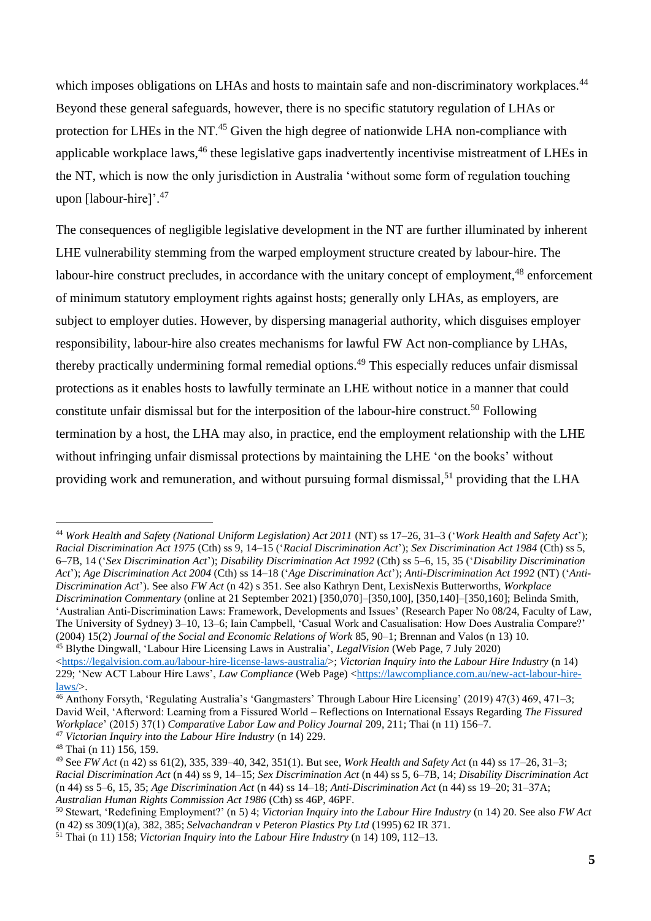which imposes obligations on LHAs and hosts to maintain safe and non-discriminatory workplaces.[44] Beyond these general safeguards, however, there is no specific statutory regulation of LHAs or protection for LHEs in the NT.[45] Given the high degree of nationwide LHA non-compliance with applicable workplace laws,[46] these legislative gaps inadvertently incentivise mistreatment of LHEs in the NT, which is now the only jurisdiction in Australia 'without some form of regulation touching upon [labour-hire]'.[47]

The consequences of negligible legislative development in the NT are further illuminated by inherent LHE vulnerability stemming from the warped employment structure created by labour-hire. The labour-hire construct precludes, in accordance with the unitary concept of employment,[48] enforcement of minimum statutory employment rights against hosts; generally only LHAs, as employers, are subject to employer duties. However, by dispersing managerial authority, which disguises employer responsibility, labour-hire also creates mechanisms for lawful FW Act non-compliance by LHAs, thereby practically undermining formal remedial options.[49] This especially reduces unfair dismissal protections as it enables hosts to lawfully terminate an LHE without notice in a manner that could constitute unfair dismissal but for the interposition of the labour-hire construct.[50] Following termination by a host, the LHA may also, in practice, end the employment relationship with the LHE without infringing unfair dismissal protections by maintaining the LHE 'on the books' without providing work and remuneration, and without pursuing formal dismissal,[51] providing that the LHA

---

[44] *Work Health and Safety (National Uniform Legislation) Act 2011* (NT) ss 17–26, 31–3 ('*Work Health and Safety Act*'); *Racial Discrimination Act 1975* (Cth) ss 9, 14–15 ('*Racial Discrimination Act*'); *Sex Discrimination Act 1984* (Cth) ss 5, 6–7B, 14 ('*Sex Discrimination Act*'); *Disability Discrimination Act 1992* (Cth) ss 5–6, 15, 35 ('*Disability Discrimination Act*'); *Age Discrimination Act 2004* (Cth) ss 14–18 ('*Age Discrimination Act*'); *Anti-Discrimination Act 1992* (NT) ('*Anti-Discrimination Act*'). See also *FW Act* (n 42) s 351. See also Kathryn Dent, LexisNexis Butterworths, *Workplace Discrimination Commentary* (online at 21 September 2021) [350,070]–[350,100], [350,140]–[350,160]; Belinda Smith, 'Australian Anti-Discrimination Laws: Framework, Developments and Issues' (Research Paper No 08/24, Faculty of Law, The University of Sydney) 3–10, 13–6; Iain Campbell, 'Casual Work and Casualisation: How Does Australia Compare?' (2004) 15(2) *Journal of the Social and Economic Relations of Work* 85, 90–1; Brennan and Valos (n 13) 10.

[45] Blythe Dingwall, 'Labour Hire Licensing Laws in Australia', *LegalVision* (Web Page, 7 July 2020) <https://legalvision.com.au/labour-hire-license-laws-australia/>; *Victorian Inquiry into the Labour Hire Industry* (n 14) 229; 'New ACT Labour Hire Laws', *Law Compliance* (Web Page) <https://lawcompliance.com.au/new-act-labour-hire-laws/>.

[46] Anthony Forsyth, 'Regulating Australia's 'Gangmasters' Through Labour Hire Licensing' (2019) 47(3) 469, 471–3; David Weil, 'Afterword: Learning from a Fissured World – Reflections on International Essays Regarding *The Fissured Workplace*' (2015) 37(1) *Comparative Labor Law and Policy Journal* 209, 211; Thai (n 11) 156–7.

[47] *Victorian Inquiry into the Labour Hire Industry* (n 14) 229.

[48] Thai (n 11) 156, 159.

[49] See *FW Act* (n 42) ss 61(2), 335, 339–40, 342, 351(1). But see, *Work Health and Safety Act* (n 44) ss 17–26, 31–3; *Racial Discrimination Act* (n 44) ss 9, 14–15; *Sex Discrimination Act* (n 44) ss 5, 6–7B, 14; *Disability Discrimination Act* (n 44) ss 5–6, 15, 35; *Age Discrimination Act* (n 44) ss 14–18; *Anti-Discrimination Act* (n 44) ss 19–20; 31–37A; *Australian Human Rights Commission Act 1986* (Cth) ss 46P, 46PF.

[50] Stewart, 'Redefining Employment?' (n 5) 4; *Victorian Inquiry into the Labour Hire Industry* (n 14) 20. See also *FW Act* (n 42) ss 309(1)(a), 382, 385; *Selvachandran v Peteron Plastics Pty Ltd* (1995) 62 IR 371.

[51] Thai (n 11) 158; *Victorian Inquiry into the Labour Hire Industry* (n 14) 109, 112–13.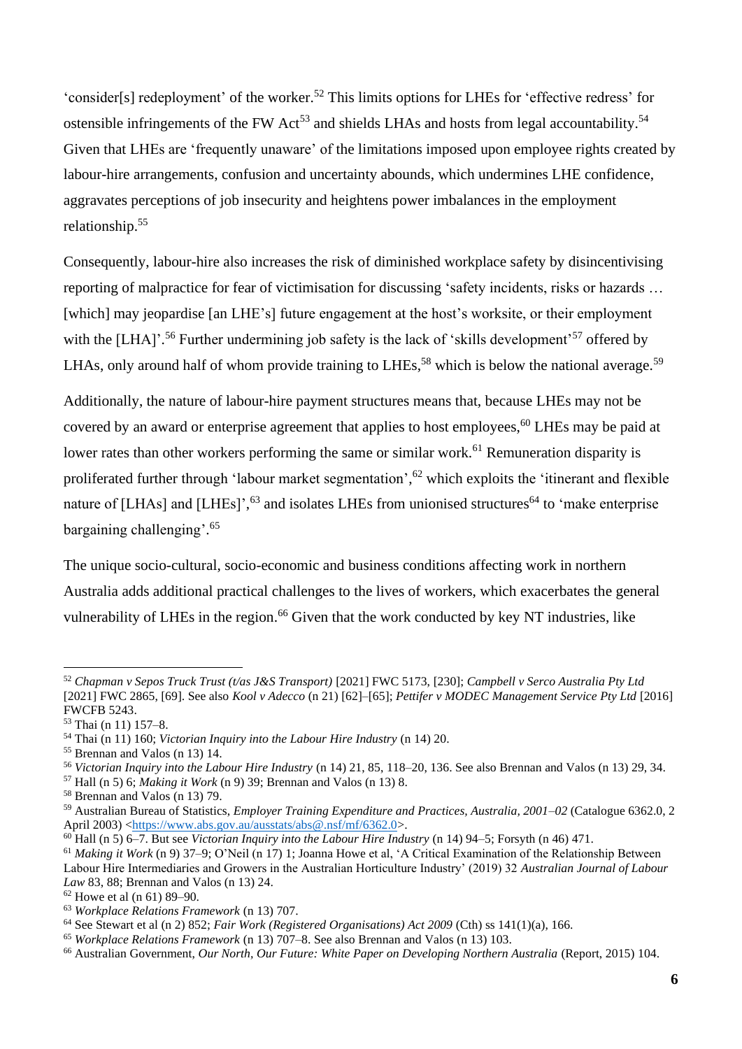'consider[s] redeployment' of the worker.[52] This limits options for LHEs for 'effective redress' for ostensible infringements of the FW Act[53] and shields LHAs and hosts from legal accountability.[54] Given that LHEs are 'frequently unaware' of the limitations imposed upon employee rights created by labour-hire arrangements, confusion and uncertainty abounds, which undermines LHE confidence, aggravates perceptions of job insecurity and heightens power imbalances in the employment relationship.[55]

Consequently, labour-hire also increases the risk of diminished workplace safety by disincentivising reporting of malpractice for fear of victimisation for discussing 'safety incidents, risks or hazards … [which] may jeopardise [an LHE's] future engagement at the host's worksite, or their employment with the [LHA]'.[56] Further undermining job safety is the lack of 'skills development'[57] offered by LHAs, only around half of whom provide training to LHEs,[58] which is below the national average.[59]

Additionally, the nature of labour-hire payment structures means that, because LHEs may not be covered by an award or enterprise agreement that applies to host employees,[60] LHEs may be paid at lower rates than other workers performing the same or similar work.[61] Remuneration disparity is proliferated further through 'labour market segmentation',[62] which exploits the 'itinerant and flexible nature of [LHAs] and [LHEs]',[63] and isolates LHEs from unionised structures[64] to 'make enterprise bargaining challenging'.[65]

The unique socio-cultural, socio-economic and business conditions affecting work in northern Australia adds additional practical challenges to the lives of workers, which exacerbates the general vulnerability of LHEs in the region.[66] Given that the work conducted by key NT industries, like

---

[52] *Chapman v Sepos Truck Trust (t/as J&S Transport)* [2021] FWC 5173, [230]; *Campbell v Serco Australia Pty Ltd* [2021] FWC 2865, [69]. See also *Kool v Adecco* (n 21) [62]–[65]; *Pettifer v MODEC Management Service Pty Ltd* [2016] FWCFB 5243.

[53] Thai (n 11) 157–8.

[54] Thai (n 11) 160; *Victorian Inquiry into the Labour Hire Industry* (n 14) 20.

[55] Brennan and Valos (n 13) 14.

[56] *Victorian Inquiry into the Labour Hire Industry* (n 14) 21, 85, 118–20, 136. See also Brennan and Valos (n 13) 29, 34.

[57] Hall (n 5) 6; *Making it Work* (n 9) 39; Brennan and Valos (n 13) 8.

[58] Brennan and Valos (n 13) 79.

[59] Australian Bureau of Statistics, *Employer Training Expenditure and Practices, Australia, 2001–02* (Catalogue 6362.0, 2 April 2003) <https://www.abs.gov.au/ausstats/abs@.nsf/mf/6362.0>.

[60] Hall (n 5) 6–7. But see *Victorian Inquiry into the Labour Hire Industry* (n 14) 94–5; Forsyth (n 46) 471.

[61] *Making it Work* (n 9) 37–9; O'Neil (n 17) 1; Joanna Howe et al, 'A Critical Examination of the Relationship Between Labour Hire Intermediaries and Growers in the Australian Horticulture Industry' (2019) 32 *Australian Journal of Labour Law* 83, 88; Brennan and Valos (n 13) 24.

[62] Howe et al (n 61) 89–90.

[63] *Workplace Relations Framework* (n 13) 707.

[64] See Stewart et al (n 2) 852; *Fair Work (Registered Organisations) Act 2009* (Cth) ss 141(1)(a), 166.

[65] *Workplace Relations Framework* (n 13) 707–8. See also Brennan and Valos (n 13) 103.

[66] Australian Government, *Our North, Our Future: White Paper on Developing Northern Australia* (Report, 2015) 104.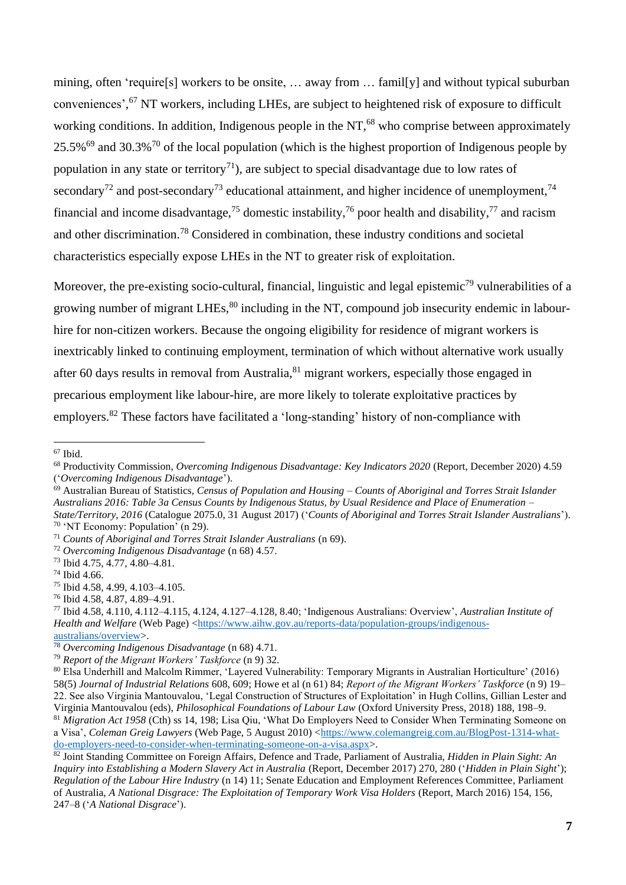mining, often 'require[s] workers to be onsite, … away from … famil[y] and without typical suburban conveniences',[67] NT workers, including LHEs, are subject to heightened risk of exposure to difficult working conditions. In addition, Indigenous people in the NT,[68] who comprise between approximately 25.5%[69] and 30.3%[70] of the local population (which is the highest proportion of Indigenous people by population in any state or territory[71]), are subject to special disadvantage due to low rates of secondary[72] and post-secondary[73] educational attainment, and higher incidence of unemployment,[74] financial and income disadvantage,[75] domestic instability,[76] poor health and disability,[77] and racism and other discrimination.[78] Considered in combination, these industry conditions and societal characteristics especially expose LHEs in the NT to greater risk of exploitation.

Moreover, the pre-existing socio-cultural, financial, linguistic and legal epistemic[79] vulnerabilities of a growing number of migrant LHEs,[80] including in the NT, compound job insecurity endemic in labour-hire for non-citizen workers. Because the ongoing eligibility for residence of migrant workers is inextricably linked to continuing employment, termination of which without alternative work usually after 60 days results in removal from Australia,[81] migrant workers, especially those engaged in precarious employment like labour-hire, are more likely to tolerate exploitative practices by employers.[82] These factors have facilitated a 'long-standing' history of non-compliance with

---

[67] Ibid.

[68] Productivity Commission, *Overcoming Indigenous Disadvantage: Key Indicators 2020* (Report, December 2020) 4.59 ('*Overcoming Indigenous Disadvantage*').

[69] Australian Bureau of Statistics, *Census of Population and Housing – Counts of Aboriginal and Torres Strait Islander Australians 2016: Table 3a Census Counts by Indigenous Status, by Usual Residence and Place of Enumeration – State/Territory, 2016* (Catalogue 2075.0, 31 August 2017) ('*Counts of Aboriginal and Torres Strait Islander Australians*').

[70] 'NT Economy: Population' (n 29).

[71] *Counts of Aboriginal and Torres Strait Islander Australians* (n 69).

[72] *Overcoming Indigenous Disadvantage* (n 68) 4.57.

[73] Ibid 4.75, 4.77, 4.80–4.81.

[74] Ibid 4.66.

[75] Ibid 4.58, 4.99, 4.103–4.105.

[76] Ibid 4.58, 4.87, 4.89–4.91.

[77] Ibid 4.58, 4.110, 4.112–4.115, 4.124, 4.127–4.128, 8.40; 'Indigenous Australians: Overview', *Australian Institute of Health and Welfare* (Web Page) <https://www.aihw.gov.au/reports-data/population-groups/indigenous-australians/overview>.

[78] *Overcoming Indigenous Disadvantage* (n 68) 4.71.

[79] *Report of the Migrant Workers' Taskforce* (n 9) 32.

[80] Elsa Underhill and Malcolm Rimmer, 'Layered Vulnerability: Temporary Migrants in Australian Horticulture' (2016) 58(5) *Journal of Industrial Relations* 608, 609; Howe et al (n 61) 84; *Report of the Migrant Workers' Taskforce* (n 9) 19–22. See also Virginia Mantouvalou, 'Legal Construction of Structures of Exploitation' in Hugh Collins, Gillian Lester and Virginia Mantouvalou (eds), *Philosophical Foundations of Labour Law* (Oxford University Press, 2018) 188, 198–9.

[81] *Migration Act 1958* (Cth) ss 14, 198; Lisa Qiu, 'What Do Employers Need to Consider When Terminating Someone on a Visa', *Coleman Greig Lawyers* (Web Page, 5 August 2010) <https://www.colemangreig.com.au/BlogPost-1314-what-do-employers-need-to-consider-when-terminating-someone-on-a-visa.aspx>.

[82] Joint Standing Committee on Foreign Affairs, Defence and Trade, Parliament of Australia, *Hidden in Plain Sight: An Inquiry into Establishing a Modern Slavery Act in Australia* (Report, December 2017) 270, 280 ('*Hidden in Plain Sight*'); *Regulation of the Labour Hire Industry* (n 14) 11; Senate Education and Employment References Committee, Parliament of Australia, *A National Disgrace: The Exploitation of Temporary Work Visa Holders* (Report, March 2016) 154, 156, 247–8 ('*A National Disgrace*').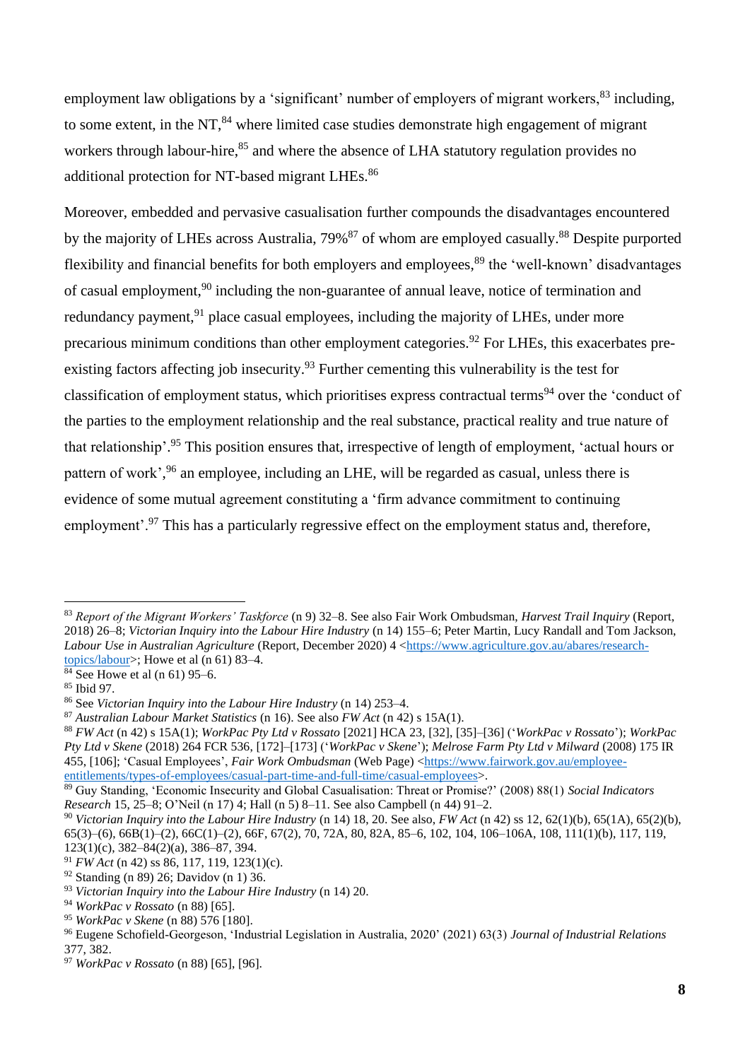employment law obligations by a 'significant' number of employers of migrant workers,[83] including, to some extent, in the NT,[84] where limited case studies demonstrate high engagement of migrant workers through labour-hire,[85] and where the absence of LHA statutory regulation provides no additional protection for NT-based migrant LHEs.[86]

Moreover, embedded and pervasive casualisation further compounds the disadvantages encountered by the majority of LHEs across Australia, 79%[87] of whom are employed casually.[88] Despite purported flexibility and financial benefits for both employers and employees,[89] the 'well-known' disadvantages of casual employment,[90] including the non-guarantee of annual leave, notice of termination and redundancy payment,[91] place casual employees, including the majority of LHEs, under more precarious minimum conditions than other employment categories.[92] For LHEs, this exacerbates pre-existing factors affecting job insecurity.[93] Further cementing this vulnerability is the test for classification of employment status, which prioritises express contractual terms[94] over the 'conduct of the parties to the employment relationship and the real substance, practical reality and true nature of that relationship'.[95] This position ensures that, irrespective of length of employment, 'actual hours or pattern of work',[96] an employee, including an LHE, will be regarded as casual, unless there is evidence of some mutual agreement constituting a 'firm advance commitment to continuing employment'.[97] This has a particularly regressive effect on the employment status and, therefore,

---

[83] *Report of the Migrant Workers' Taskforce* (n 9) 32–8. See also Fair Work Ombudsman, *Harvest Trail Inquiry* (Report, 2018) 26–8; *Victorian Inquiry into the Labour Hire Industry* (n 14) 155–6; Peter Martin, Lucy Randall and Tom Jackson, *Labour Use in Australian Agriculture* (Report, December 2020) 4 <https://www.agriculture.gov.au/abares/research-topics/labour>; Howe et al (n 61) 83–4.

[84] See Howe et al (n 61) 95–6.

[85] Ibid 97.

[86] See *Victorian Inquiry into the Labour Hire Industry* (n 14) 253–4.

[87] *Australian Labour Market Statistics* (n 16). See also *FW Act* (n 42) s 15A(1).

[88] *FW Act* (n 42) s 15A(1); *WorkPac Pty Ltd v Rossato* [2021] HCA 23, [32], [35]–[36] ('*WorkPac v Rossato*'); *WorkPac Pty Ltd v Skene* (2018) 264 FCR 536, [172]–[173] ('*WorkPac v Skene*'); *Melrose Farm Pty Ltd v Milward* (2008) 175 IR 455, [106]; 'Casual Employees', *Fair Work Ombudsman* (Web Page) <https://www.fairwork.gov.au/employee-entitlements/types-of-employees/casual-part-time-and-full-time/casual-employees>.

[89] Guy Standing, 'Economic Insecurity and Global Casualisation: Threat or Promise?' (2008) 88(1) *Social Indicators Research* 15, 25–8; O'Neil (n 17) 4; Hall (n 5) 8–11. See also Campbell (n 44) 91–2.

[90] *Victorian Inquiry into the Labour Hire Industry* (n 14) 18, 20. See also, *FW Act* (n 42) ss 12, 62(1)(b), 65(1A), 65(2)(b), 65(3)–(6), 66B(1)–(2), 66C(1)–(2), 66F, 67(2), 70, 72A, 80, 82A, 85–6, 102, 104, 106–106A, 108, 111(1)(b), 117, 119, 123(1)(c), 382–84(2)(a), 386–87, 394.

[91] *FW Act* (n 42) ss 86, 117, 119, 123(1)(c).

[92] Standing (n 89) 26; Davidov (n 1) 36.

[93] *Victorian Inquiry into the Labour Hire Industry* (n 14) 20.

[94] *WorkPac v Rossato* (n 88) [65].

[95] *WorkPac v Skene* (n 88) 576 [180].

[96] Eugene Schofield-Georgeson, 'Industrial Legislation in Australia, 2020' (2021) 63(3) *Journal of Industrial Relations* 377, 382.

[97] *WorkPac v Rossato* (n 88) [65], [96].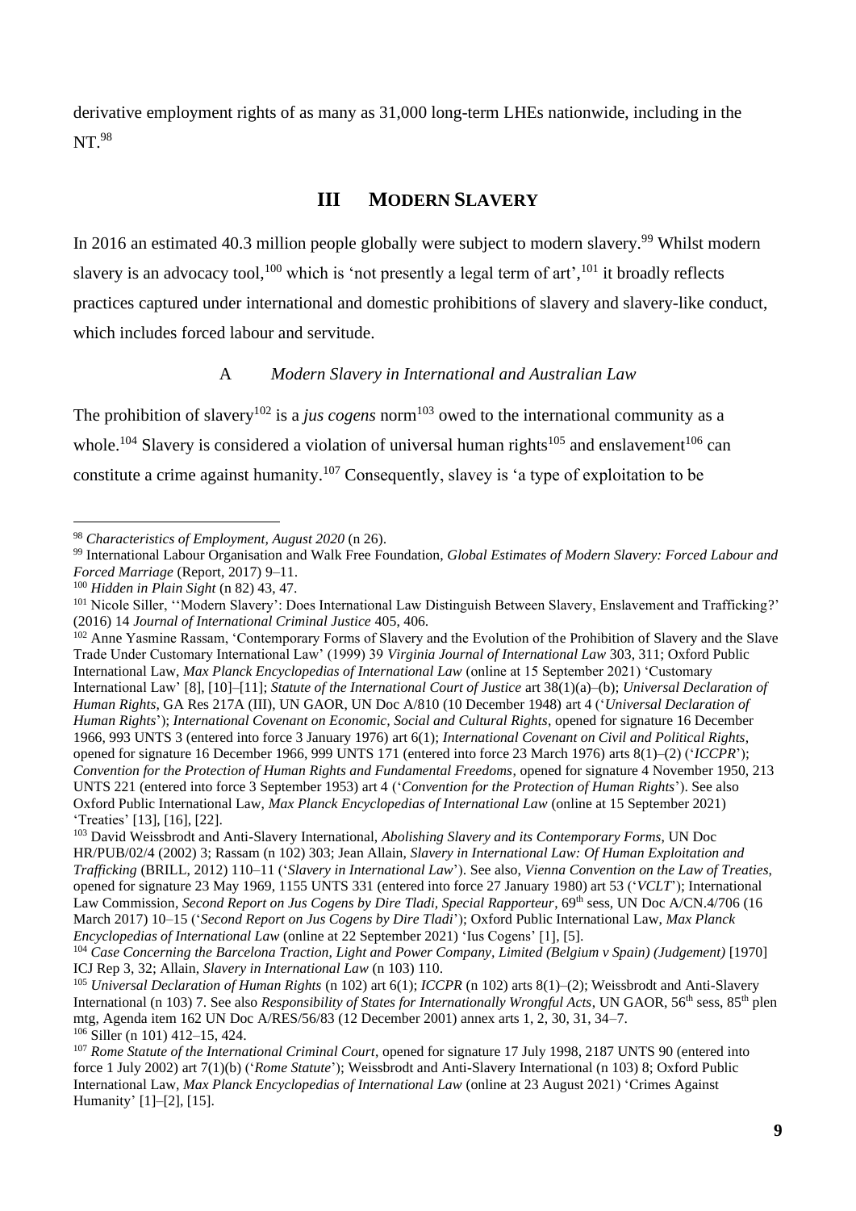derivative employment rights of as many as 31,000 long-term LHEs nationwide, including in the NT.[98]

## III Modern Slavery

In 2016 an estimated 40.3 million people globally were subject to modern slavery.[99] Whilst modern slavery is an advocacy tool,[100] which is 'not presently a legal term of art',[101] it broadly reflects practices captured under international and domestic prohibitions of slavery and slavery-like conduct, which includes forced labour and servitude.

### A *Modern Slavery in International and Australian Law*

The prohibition of slavery[102] is a *jus cogens* norm[103] owed to the international community as a whole.[104] Slavery is considered a violation of universal human rights[105] and enslavement[106] can constitute a crime against humanity.[107] Consequently, slavey is 'a type of exploitation to be

---

[98] *Characteristics of Employment, August 2020* (n 26).

[99] International Labour Organisation and Walk Free Foundation, *Global Estimates of Modern Slavery: Forced Labour and Forced Marriage* (Report, 2017) 9–11.

[100] *Hidden in Plain Sight* (n 82) 43, 47.

[101] Nicole Siller, ''Modern Slavery': Does International Law Distinguish Between Slavery, Enslavement and Trafficking?' (2016) 14 *Journal of International Criminal Justice* 405, 406.

[102] Anne Yasmine Rassam, 'Contemporary Forms of Slavery and the Evolution of the Prohibition of Slavery and the Slave Trade Under Customary International Law' (1999) 39 *Virginia Journal of International Law* 303, 311; Oxford Public International Law, *Max Planck Encyclopedias of International Law* (online at 15 September 2021) 'Customary International Law' [8], [10]–[11]; *Statute of the International Court of Justice* art 38(1)(a)–(b); *Universal Declaration of Human Rights*, GA Res 217A (III), UN GAOR, UN Doc A/810 (10 December 1948) art 4 ('*Universal Declaration of Human Rights*'); *International Covenant on Economic, Social and Cultural Rights*, opened for signature 16 December 1966, 993 UNTS 3 (entered into force 3 January 1976) art 6(1); *International Covenant on Civil and Political Rights*, opened for signature 16 December 1966, 999 UNTS 171 (entered into force 23 March 1976) arts 8(1)–(2) ('*ICCPR*'); *Convention for the Protection of Human Rights and Fundamental Freedoms*, opened for signature 4 November 1950, 213 UNTS 221 (entered into force 3 September 1953) art 4 ('*Convention for the Protection of Human Rights*'). See also Oxford Public International Law, *Max Planck Encyclopedias of International Law* (online at 15 September 2021) 'Treaties' [13], [16], [22].

[103] David Weissbrodt and Anti-Slavery International, *Abolishing Slavery and its Contemporary Forms*, UN Doc HR/PUB/02/4 (2002) 3; Rassam (n 102) 303; Jean Allain, *Slavery in International Law: Of Human Exploitation and Trafficking* (BRILL, 2012) 110–11 ('*Slavery in International Law*'). See also, *Vienna Convention on the Law of Treaties*, opened for signature 23 May 1969, 1155 UNTS 331 (entered into force 27 January 1980) art 53 ('*VCLT*'); International Law Commission, *Second Report on Jus Cogens by Dire Tladi, Special Rapporteur*, 69th sess, UN Doc A/CN.4/706 (16 March 2017) 10–15 ('*Second Report on Jus Cogens by Dire Tladi*'); Oxford Public International Law, *Max Planck Encyclopedias of International Law* (online at 22 September 2021) 'Ius Cogens' [1], [5].

[104] *Case Concerning the Barcelona Traction, Light and Power Company, Limited (Belgium v Spain) (Judgement)* [1970] ICJ Rep 3, 32; Allain, *Slavery in International Law* (n 103) 110.

[105] *Universal Declaration of Human Rights* (n 102) art 6(1); *ICCPR* (n 102) arts 8(1)–(2); Weissbrodt and Anti-Slavery International (n 103) 7. See also *Responsibility of States for Internationally Wrongful Acts*, UN GAOR, 56th sess, 85th plen mtg, Agenda item 162 UN Doc A/RES/56/83 (12 December 2001) annex arts 1, 2, 30, 31, 34–7.

[106] Siller (n 101) 412–15, 424.

[107] *Rome Statute of the International Criminal Court*, opened for signature 17 July 1998, 2187 UNTS 90 (entered into force 1 July 2002) art 7(1)(b) ('*Rome Statute*'); Weissbrodt and Anti-Slavery International (n 103) 8; Oxford Public International Law, *Max Planck Encyclopedias of International Law* (online at 23 August 2021) 'Crimes Against Humanity' [1]–[2], [15].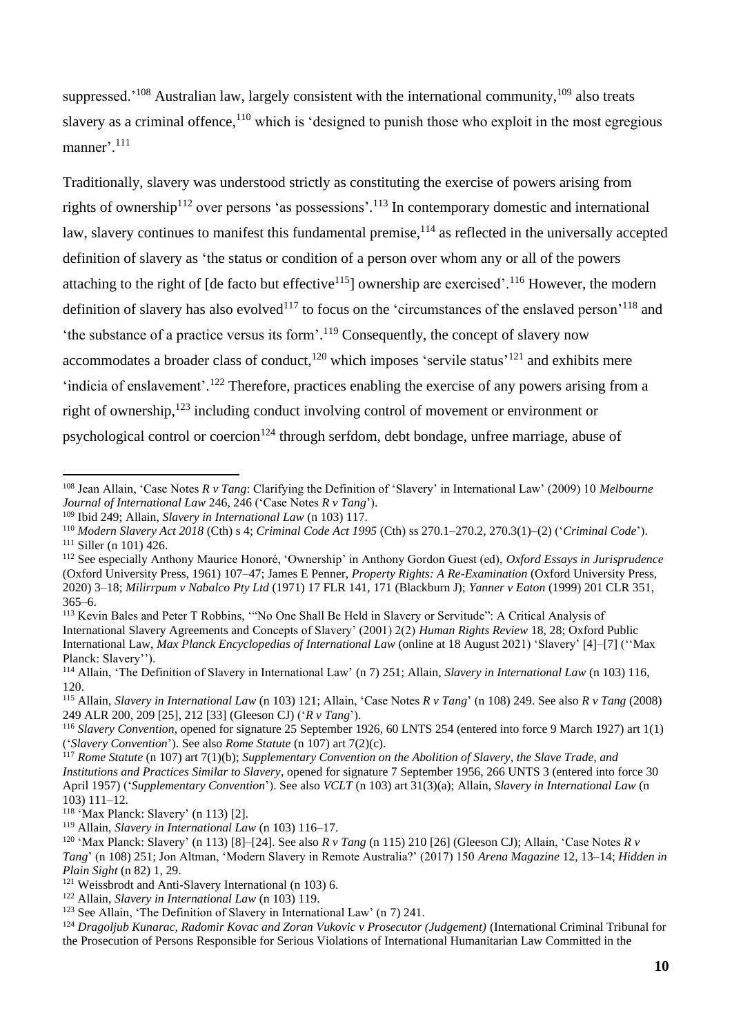suppressed.'[108] Australian law, largely consistent with the international community,[109] also treats slavery as a criminal offence,[110] which is 'designed to punish those who exploit in the most egregious manner'.[111]

Traditionally, slavery was understood strictly as constituting the exercise of powers arising from rights of ownership[112] over persons 'as possessions'.[113] In contemporary domestic and international law, slavery continues to manifest this fundamental premise,[114] as reflected in the universally accepted definition of slavery as 'the status or condition of a person over whom any or all of the powers attaching to the right of [de facto but effective[115]] ownership are exercised'.[116] However, the modern definition of slavery has also evolved[117] to focus on the 'circumstances of the enslaved person'[118] and 'the substance of a practice versus its form'.[119] Consequently, the concept of slavery now accommodates a broader class of conduct,[120] which imposes 'servile status'[121] and exhibits mere 'indicia of enslavement'.[122] Therefore, practices enabling the exercise of any powers arising from a right of ownership,[123] including conduct involving control of movement or environment or psychological control or coercion[124] through serfdom, debt bondage, unfree marriage, abuse of

---

[108] Jean Allain, 'Case Notes *R v Tang*: Clarifying the Definition of 'Slavery' in International Law' (2009) 10 *Melbourne Journal of International Law* 246, 246 ('Case Notes *R v Tang*').

[109] Ibid 249; Allain, *Slavery in International Law* (n 103) 117.

[110] *Modern Slavery Act 2018* (Cth) s 4; *Criminal Code Act 1995* (Cth) ss 270.1–270.2, 270.3(1)–(2) ('*Criminal Code*').

[111] Siller (n 101) 426.

[112] See especially Anthony Maurice Honoré, 'Ownership' in Anthony Gordon Guest (ed), *Oxford Essays in Jurisprudence* (Oxford University Press, 1961) 107–47; James E Penner, *Property Rights: A Re-Examination* (Oxford University Press, 2020) 3–18; *Milirrpum v Nabalco Pty Ltd* (1971) 17 FLR 141, 171 (Blackburn J); *Yanner v Eaton* (1999) 201 CLR 351, 365–6.

[113] Kevin Bales and Peter T Robbins, '"No One Shall Be Held in Slavery or Servitude": A Critical Analysis of International Slavery Agreements and Concepts of Slavery' (2001) 2(2) *Human Rights Review* 18, 28; Oxford Public International Law, *Max Planck Encyclopedias of International Law* (online at 18 August 2021) 'Slavery' [4]–[7] (''Max Planck: Slavery'').

[114] Allain, 'The Definition of Slavery in International Law' (n 7) 251; Allain, *Slavery in International Law* (n 103) 116, 120.

[115] Allain, *Slavery in International Law* (n 103) 121; Allain, 'Case Notes *R v Tang*' (n 108) 249. See also *R v Tang* (2008) 249 ALR 200, 209 [25], 212 [33] (Gleeson CJ) ('*R v Tang*').

[116] *Slavery Convention*, opened for signature 25 September 1926, 60 LNTS 254 (entered into force 9 March 1927) art 1(1) ('*Slavery Convention*'). See also *Rome Statute* (n 107) art 7(2)(c).

[117] *Rome Statute* (n 107) art 7(1)(b); *Supplementary Convention on the Abolition of Slavery, the Slave Trade, and Institutions and Practices Similar to Slavery*, opened for signature 7 September 1956, 266 UNTS 3 (entered into force 30 April 1957) ('*Supplementary Convention*'). See also *VCLT* (n 103) art 31(3)(a); Allain, *Slavery in International Law* (n 103) 111–12.

[118] 'Max Planck: Slavery' (n 113) [2].

[119] Allain, *Slavery in International Law* (n 103) 116–17.

[120] 'Max Planck: Slavery' (n 113) [8]–[24]. See also *R v Tang* (n 115) 210 [26] (Gleeson CJ); Allain, 'Case Notes *R v Tang*' (n 108) 251; Jon Altman, 'Modern Slavery in Remote Australia?' (2017) 150 *Arena Magazine* 12, 13–14; *Hidden in Plain Sight* (n 82) 1, 29.

[121] Weissbrodt and Anti-Slavery International (n 103) 6.

[122] Allain, *Slavery in International Law* (n 103) 119.

[123] See Allain, 'The Definition of Slavery in International Law' (n 7) 241.

[124] *Dragoljub Kunarac, Radomir Kovac and Zoran Vukovic v Prosecutor (Judgement)* (International Criminal Tribunal for the Prosecution of Persons Responsible for Serious Violations of International Humanitarian Law Committed in the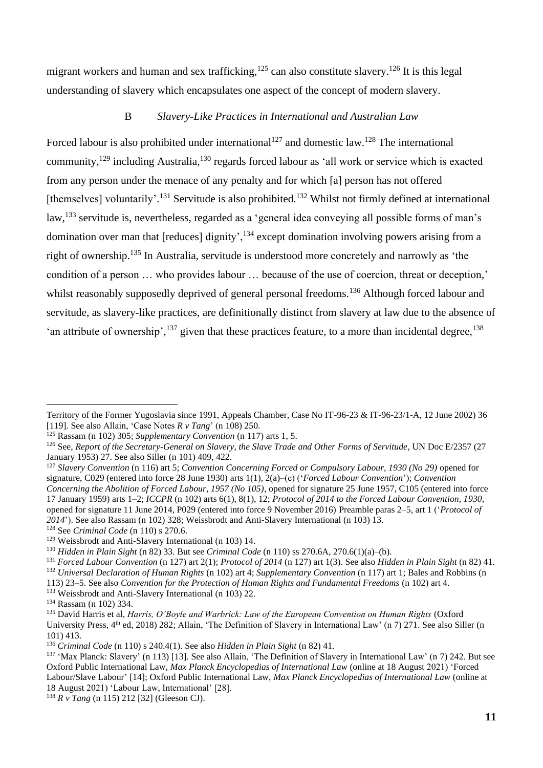migrant workers and human and sex trafficking,[125] can also constitute slavery.[126] It is this legal understanding of slavery which encapsulates one aspect of the concept of modern slavery.

### B *Slavery-Like Practices in International and Australian Law*

Forced labour is also prohibited under international[127] and domestic law.[128] The international community,[129] including Australia,[130] regards forced labour as 'all work or service which is exacted from any person under the menace of any penalty and for which [a] person has not offered [themselves] voluntarily'.[131] Servitude is also prohibited.[132] Whilst not firmly defined at international law,[133] servitude is, nevertheless, regarded as a 'general idea conveying all possible forms of man's domination over man that [reduces] dignity',[134] except domination involving powers arising from a right of ownership.[135] In Australia, servitude is understood more concretely and narrowly as 'the condition of a person … who provides labour … because of the use of coercion, threat or deception,' whilst reasonably supposedly deprived of general personal freedoms.[136] Although forced labour and servitude, as slavery-like practices, are definitionally distinct from slavery at law due to the absence of 'an attribute of ownership',[137] given that these practices feature, to a more than incidental degree,[138]

---

Territory of the Former Yugoslavia since 1991, Appeals Chamber, Case No IT-96-23 & IT-96-23/1-A, 12 June 2002) 36 [119]. See also Allain, 'Case Notes *R v Tang*' (n 108) 250.

[125] Rassam (n 102) 305; *Supplementary Convention* (n 117) arts 1, 5.

[126] See, *Report of the Secretary-General on Slavery, the Slave Trade and Other Forms of Servitude*, UN Doc E/2357 (27 January 1953) 27. See also Siller (n 101) 409, 422.

[127] *Slavery Convention* (n 116) art 5; *Convention Concerning Forced or Compulsory Labour, 1930 (No 29)* opened for signature, C029 (entered into force 28 June 1930) arts 1(1), 2(a)–(e) ('*Forced Labour Convention*'); *Convention Concerning the Abolition of Forced Labour, 1957 (No 105)*, opened for signature 25 June 1957, C105 (entered into force 17 January 1959) arts 1–2; *ICCPR* (n 102) arts 6(1), 8(1), 12; *Protocol of 2014 to the Forced Labour Convention, 1930*, opened for signature 11 June 2014, P029 (entered into force 9 November 2016) Preamble paras 2–5, art 1 ('*Protocol of 2014*'). See also Rassam (n 102) 328; Weissbrodt and Anti-Slavery International (n 103) 13.

[128] See *Criminal Code* (n 110) s 270.6.

[129] Weissbrodt and Anti-Slavery International (n 103) 14.

[130] *Hidden in Plain Sight* (n 82) 33. But see *Criminal Code* (n 110) ss 270.6A, 270.6(1)(a)–(b).

[131] *Forced Labour Convention* (n 127) art 2(1); *Protocol of 2014* (n 127) art 1(3). See also *Hidden in Plain Sight* (n 82) 41.

[132] *Universal Declaration of Human Rights* (n 102) art 4; *Supplementary Convention* (n 117) art 1; Bales and Robbins (n 113) 23–5. See also *Convention for the Protection of Human Rights and Fundamental Freedoms* (n 102) art 4.

[133] Weissbrodt and Anti-Slavery International (n 103) 22.

[134] Rassam (n 102) 334.

[135] David Harris et al, *Harris, O'Boyle and Warbrick: Law of the European Convention on Human Rights* (Oxford University Press, 4th ed, 2018) 282; Allain, 'The Definition of Slavery in International Law' (n 7) 271. See also Siller (n 101) 413.

[136] *Criminal Code* (n 110) s 240.4(1). See also *Hidden in Plain Sight* (n 82) 41.

[137] 'Max Planck: Slavery' (n 113) [13]. See also Allain, 'The Definition of Slavery in International Law' (n 7) 242. But see Oxford Public International Law, *Max Planck Encyclopedias of International Law* (online at 18 August 2021) 'Forced Labour/Slave Labour' [14]; Oxford Public International Law, *Max Planck Encyclopedias of International Law* (online at 18 August 2021) 'Labour Law, International' [28].

[138] *R v Tang* (n 115) 212 [32] (Gleeson CJ).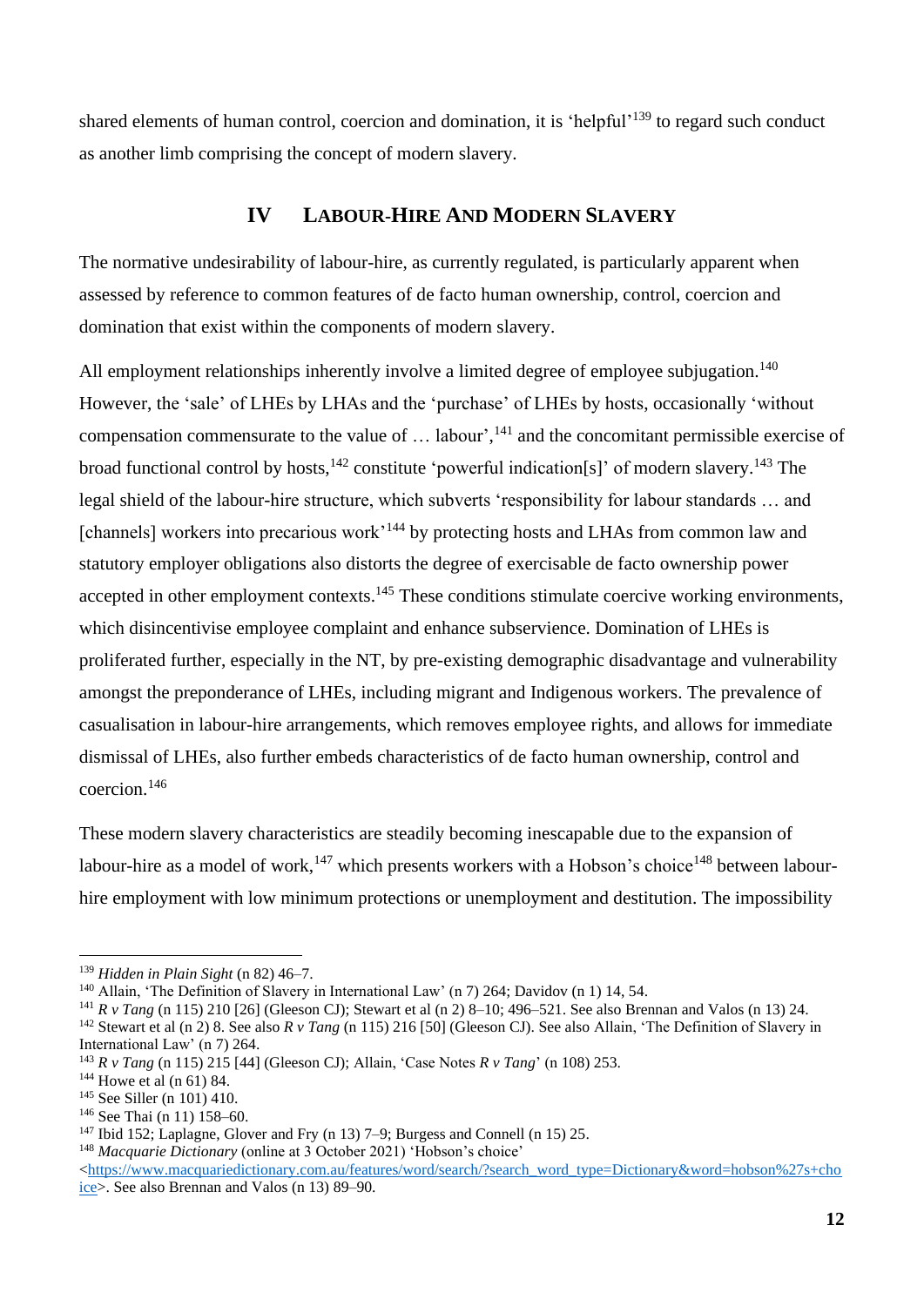shared elements of human control, coercion and domination, it is 'helpful'[139] to regard such conduct as another limb comprising the concept of modern slavery.

## IV LABOUR-HIRE AND MODERN SLAVERY

The normative undesirability of labour-hire, as currently regulated, is particularly apparent when assessed by reference to common features of de facto human ownership, control, coercion and domination that exist within the components of modern slavery.

All employment relationships inherently involve a limited degree of employee subjugation.[140] However, the 'sale' of LHEs by LHAs and the 'purchase' of LHEs by hosts, occasionally 'without compensation commensurate to the value of … labour',[141] and the concomitant permissible exercise of broad functional control by hosts,[142] constitute 'powerful indication[s]' of modern slavery.[143] The legal shield of the labour-hire structure, which subverts 'responsibility for labour standards … and [channels] workers into precarious work'[144] by protecting hosts and LHAs from common law and statutory employer obligations also distorts the degree of exercisable de facto ownership power accepted in other employment contexts.[145] These conditions stimulate coercive working environments, which disincentivise employee complaint and enhance subservience. Domination of LHEs is proliferated further, especially in the NT, by pre-existing demographic disadvantage and vulnerability amongst the preponderance of LHEs, including migrant and Indigenous workers. The prevalence of casualisation in labour-hire arrangements, which removes employee rights, and allows for immediate dismissal of LHEs, also further embeds characteristics of de facto human ownership, control and coercion.[146]

These modern slavery characteristics are steadily becoming inescapable due to the expansion of labour-hire as a model of work,[147] which presents workers with a Hobson's choice[148] between labour-hire employment with low minimum protections or unemployment and destitution. The impossibility

---

[139] *Hidden in Plain Sight* (n 82) 46–7.

[140] Allain, 'The Definition of Slavery in International Law' (n 7) 264; Davidov (n 1) 14, 54.

[141] *R v Tang* (n 115) 210 [26] (Gleeson CJ); Stewart et al (n 2) 8–10; 496–521. See also Brennan and Valos (n 13) 24.

[142] Stewart et al (n 2) 8. See also *R v Tang* (n 115) 216 [50] (Gleeson CJ). See also Allain, 'The Definition of Slavery in International Law' (n 7) 264.

[143] *R v Tang* (n 115) 215 [44] (Gleeson CJ); Allain, 'Case Notes *R v Tang*' (n 108) 253.

[144] Howe et al (n 61) 84.

[145] See Siller (n 101) 410.

[146] See Thai (n 11) 158–60.

[147] Ibid 152; Laplagne, Glover and Fry (n 13) 7–9; Burgess and Connell (n 15) 25.

[148] *Macquarie Dictionary* (online at 3 October 2021) 'Hobson's choice' <https://www.macquariedictionary.com.au/features/word/search/?search_word_type=Dictionary&word=hobson%27s+choice>. See also Brennan and Valos (n 13) 89–90.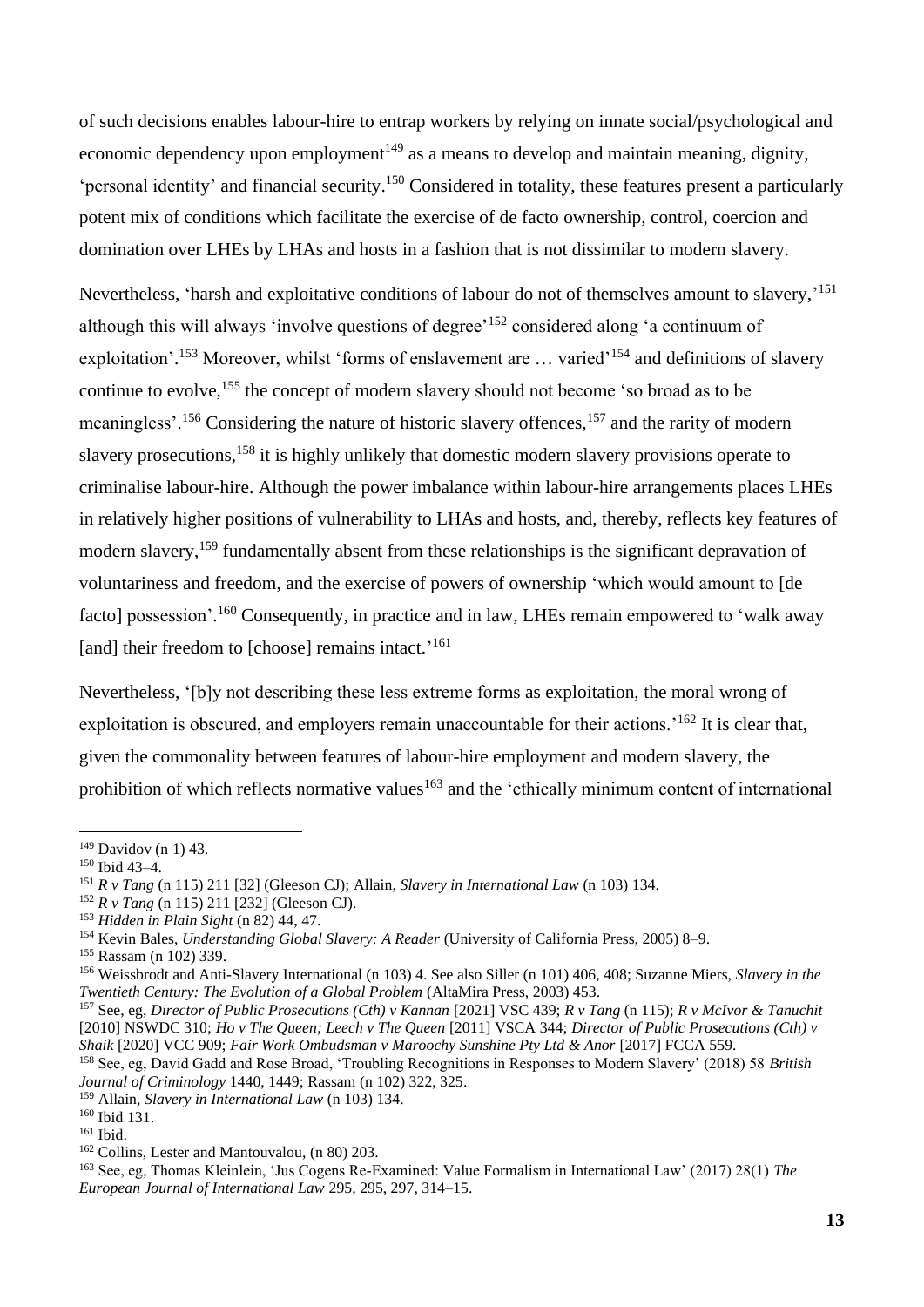of such decisions enables labour-hire to entrap workers by relying on innate social/psychological and economic dependency upon employment[149] as a means to develop and maintain meaning, dignity, 'personal identity' and financial security.[150] Considered in totality, these features present a particularly potent mix of conditions which facilitate the exercise of de facto ownership, control, coercion and domination over LHEs by LHAs and hosts in a fashion that is not dissimilar to modern slavery.

Nevertheless, 'harsh and exploitative conditions of labour do not of themselves amount to slavery,'[151] although this will always 'involve questions of degree'[152] considered along 'a continuum of exploitation'.[153] Moreover, whilst 'forms of enslavement are … varied'[154] and definitions of slavery continue to evolve,[155] the concept of modern slavery should not become 'so broad as to be meaningless'.[156] Considering the nature of historic slavery offences,[157] and the rarity of modern slavery prosecutions,[158] it is highly unlikely that domestic modern slavery provisions operate to criminalise labour-hire. Although the power imbalance within labour-hire arrangements places LHEs in relatively higher positions of vulnerability to LHAs and hosts, and, thereby, reflects key features of modern slavery,[159] fundamentally absent from these relationships is the significant depravation of voluntariness and freedom, and the exercise of powers of ownership 'which would amount to [de facto] possession'.[160] Consequently, in practice and in law, LHEs remain empowered to 'walk away [and] their freedom to [choose] remains intact.'[161]

Nevertheless, '[b]y not describing these less extreme forms as exploitation, the moral wrong of exploitation is obscured, and employers remain unaccountable for their actions.'[162] It is clear that, given the commonality between features of labour-hire employment and modern slavery, the prohibition of which reflects normative values[163] and the 'ethically minimum content of international

---

[149] Davidov (n 1) 43.

[150] Ibid 43–4.

[151] *R v Tang* (n 115) 211 [32] (Gleeson CJ); Allain, *Slavery in International Law* (n 103) 134.

[152] *R v Tang* (n 115) 211 [232] (Gleeson CJ).

[153] *Hidden in Plain Sight* (n 82) 44, 47.

[154] Kevin Bales, *Understanding Global Slavery: A Reader* (University of California Press, 2005) 8–9.

[155] Rassam (n 102) 339.

[156] Weissbrodt and Anti-Slavery International (n 103) 4. See also Siller (n 101) 406, 408; Suzanne Miers, *Slavery in the Twentieth Century: The Evolution of a Global Problem* (AltaMira Press, 2003) 453.

[157] See, eg, *Director of Public Prosecutions (Cth) v Kannan* [2021] VSC 439; *R v Tang* (n 115); *R v McIvor & Tanuchit* [2010] NSWDC 310; *Ho v The Queen; Leech v The Queen* [2011] VSCA 344; *Director of Public Prosecutions (Cth) v Shaik* [2020] VCC 909; *Fair Work Ombudsman v Maroochy Sunshine Pty Ltd & Anor* [2017] FCCA 559.

[158] See, eg, David Gadd and Rose Broad, 'Troubling Recognitions in Responses to Modern Slavery' (2018) 58 *British Journal of Criminology* 1440, 1449; Rassam (n 102) 322, 325.

[159] Allain, *Slavery in International Law* (n 103) 134.

[160] Ibid 131.

[161] Ibid.

[162] Collins, Lester and Mantouvalou, (n 80) 203.

[163] See, eg, Thomas Kleinlein, 'Jus Cogens Re-Examined: Value Formalism in International Law' (2017) 28(1) *The European Journal of International Law* 295, 295, 297, 314–15.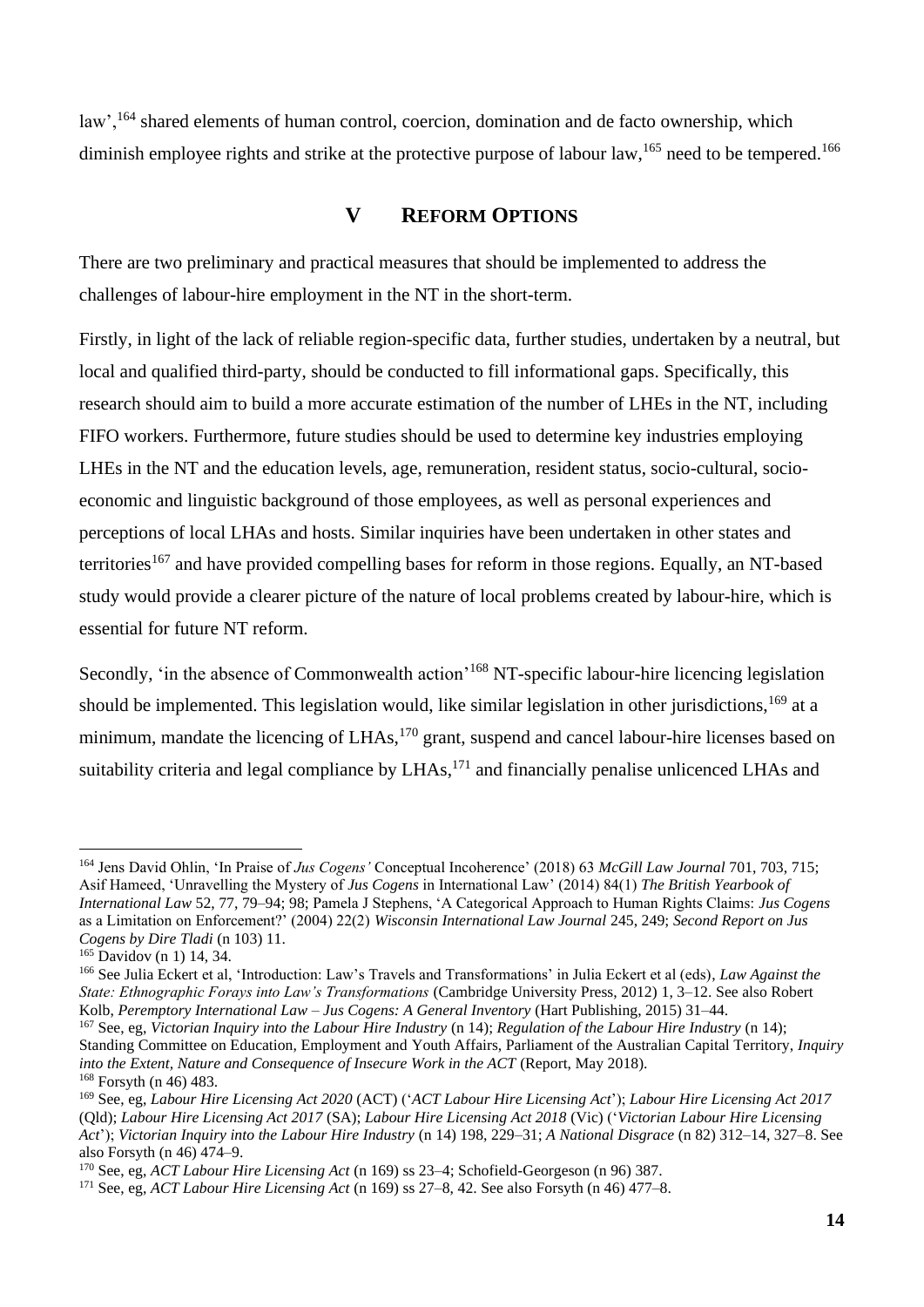law',[164] shared elements of human control, coercion, domination and de facto ownership, which diminish employee rights and strike at the protective purpose of labour law,[165] need to be tempered.[166]

## V Reform Options

There are two preliminary and practical measures that should be implemented to address the challenges of labour-hire employment in the NT in the short-term.

Firstly, in light of the lack of reliable region-specific data, further studies, undertaken by a neutral, but local and qualified third-party, should be conducted to fill informational gaps. Specifically, this research should aim to build a more accurate estimation of the number of LHEs in the NT, including FIFO workers. Furthermore, future studies should be used to determine key industries employing LHEs in the NT and the education levels, age, remuneration, resident status, socio-cultural, socio-economic and linguistic background of those employees, as well as personal experiences and perceptions of local LHAs and hosts. Similar inquiries have been undertaken in other states and territories[167] and have provided compelling bases for reform in those regions. Equally, an NT-based study would provide a clearer picture of the nature of local problems created by labour-hire, which is essential for future NT reform.

Secondly, 'in the absence of Commonwealth action'[168] NT-specific labour-hire licencing legislation should be implemented. This legislation would, like similar legislation in other jurisdictions,[169] at a minimum, mandate the licencing of LHAs,[170] grant, suspend and cancel labour-hire licenses based on suitability criteria and legal compliance by LHAs,[171] and financially penalise unlicenced LHAs and

---

[164] Jens David Ohlin, 'In Praise of *Jus Cogens'* Conceptual Incoherence' (2018) 63 *McGill Law Journal* 701, 703, 715; Asif Hameed, 'Unravelling the Mystery of *Jus Cogens* in International Law' (2014) 84(1) *The British Yearbook of International Law* 52, 77, 79–94; 98; Pamela J Stephens, 'A Categorical Approach to Human Rights Claims: *Jus Cogens* as a Limitation on Enforcement?' (2004) 22(2) *Wisconsin International Law Journal* 245, 249; *Second Report on Jus Cogens by Dire Tladi* (n 103) 11.

[165] Davidov (n 1) 14, 34.

[166] See Julia Eckert et al, 'Introduction: Law's Travels and Transformations' in Julia Eckert et al (eds), *Law Against the State: Ethnographic Forays into Law's Transformations* (Cambridge University Press, 2012) 1, 3–12. See also Robert Kolb, *Peremptory International Law – Jus Cogens: A General Inventory* (Hart Publishing, 2015) 31–44.

[167] See, eg, *Victorian Inquiry into the Labour Hire Industry* (n 14); *Regulation of the Labour Hire Industry* (n 14); Standing Committee on Education, Employment and Youth Affairs, Parliament of the Australian Capital Territory, *Inquiry into the Extent, Nature and Consequence of Insecure Work in the ACT* (Report, May 2018).

[168] Forsyth (n 46) 483.

[169] See, eg, *Labour Hire Licensing Act 2020* (ACT) ('*ACT Labour Hire Licensing Act*'); *Labour Hire Licensing Act 2017* (Qld); *Labour Hire Licensing Act 2017* (SA); *Labour Hire Licensing Act 2018* (Vic) ('*Victorian Labour Hire Licensing Act*'); *Victorian Inquiry into the Labour Hire Industry* (n 14) 198, 229–31; *A National Disgrace* (n 82) 312–14, 327–8. See also Forsyth (n 46) 474–9.

[170] See, eg, *ACT Labour Hire Licensing Act* (n 169) ss 23–4; Schofield-Georgeson (n 96) 387.

[171] See, eg, *ACT Labour Hire Licensing Act* (n 169) ss 27–8, 42. See also Forsyth (n 46) 477–8.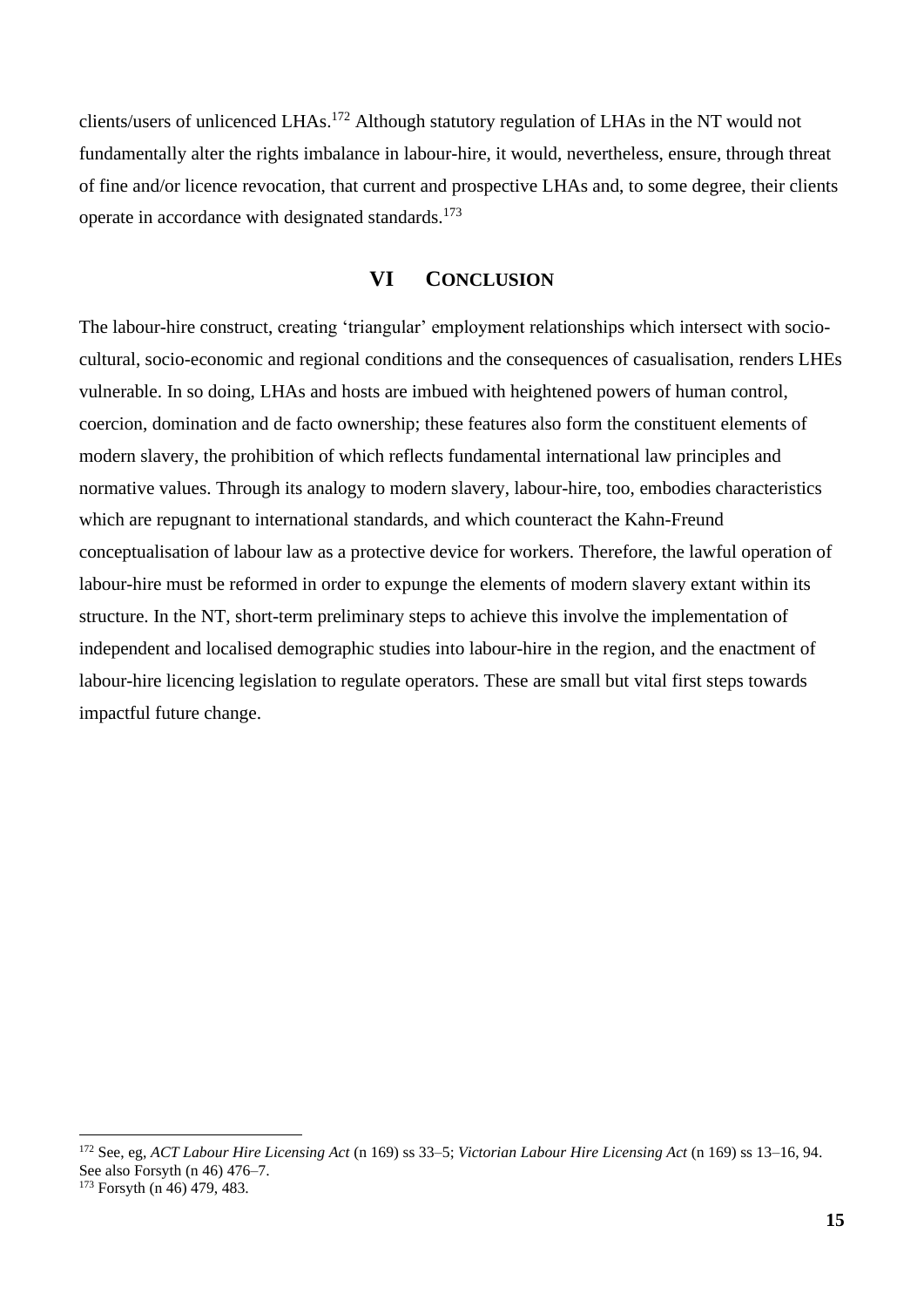clients/users of unlicenced LHAs.[172] Although statutory regulation of LHAs in the NT would not fundamentally alter the rights imbalance in labour-hire, it would, nevertheless, ensure, through threat of fine and/or licence revocation, that current and prospective LHAs and, to some degree, their clients operate in accordance with designated standards.[173]

## VI CONCLUSION

The labour-hire construct, creating 'triangular' employment relationships which intersect with socio-cultural, socio-economic and regional conditions and the consequences of casualisation, renders LHEs vulnerable. In so doing, LHAs and hosts are imbued with heightened powers of human control, coercion, domination and de facto ownership; these features also form the constituent elements of modern slavery, the prohibition of which reflects fundamental international law principles and normative values. Through its analogy to modern slavery, labour-hire, too, embodies characteristics which are repugnant to international standards, and which counteract the Kahn-Freund conceptualisation of labour law as a protective device for workers. Therefore, the lawful operation of labour-hire must be reformed in order to expunge the elements of modern slavery extant within its structure. In the NT, short-term preliminary steps to achieve this involve the implementation of independent and localised demographic studies into labour-hire in the region, and the enactment of labour-hire licencing legislation to regulate operators. These are small but vital first steps towards impactful future change.

---

[172] See, eg, *ACT Labour Hire Licensing Act* (n 169) ss 33–5; *Victorian Labour Hire Licensing Act* (n 169) ss 13–16, 94. See also Forsyth (n 46) 476–7.

[173] Forsyth (n 46) 479, 483.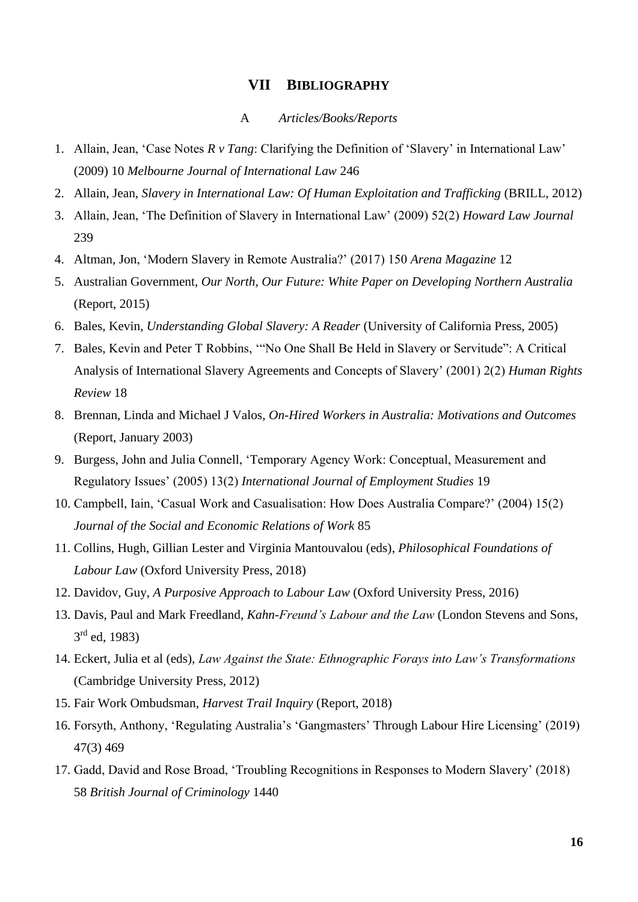## VII BIBLIOGRAPHY

### A *Articles/Books/Reports*

1. Allain, Jean, 'Case Notes *R v Tang*: Clarifying the Definition of 'Slavery' in International Law' (2009) 10 *Melbourne Journal of International Law* 246
2. Allain, Jean, *Slavery in International Law: Of Human Exploitation and Trafficking* (BRILL, 2012)
3. Allain, Jean, 'The Definition of Slavery in International Law' (2009) 52(2) *Howard Law Journal* 239
4. Altman, Jon, 'Modern Slavery in Remote Australia?' (2017) 150 *Arena Magazine* 12
5. Australian Government, *Our North, Our Future: White Paper on Developing Northern Australia* (Report, 2015)
6. Bales, Kevin, *Understanding Global Slavery: A Reader* (University of California Press, 2005)
7. Bales, Kevin and Peter T Robbins, '"No One Shall Be Held in Slavery or Servitude": A Critical Analysis of International Slavery Agreements and Concepts of Slavery' (2001) 2(2) *Human Rights Review* 18
8. Brennan, Linda and Michael J Valos, *On-Hired Workers in Australia: Motivations and Outcomes* (Report, January 2003)
9. Burgess, John and Julia Connell, 'Temporary Agency Work: Conceptual, Measurement and Regulatory Issues' (2005) 13(2) *International Journal of Employment Studies* 19
10. Campbell, Iain, 'Casual Work and Casualisation: How Does Australia Compare?' (2004) 15(2) *Journal of the Social and Economic Relations of Work* 85
11. Collins, Hugh, Gillian Lester and Virginia Mantouvalou (eds), *Philosophical Foundations of Labour Law* (Oxford University Press, 2018)
12. Davidov, Guy, *A Purposive Approach to Labour Law* (Oxford University Press, 2016)
13. Davis, Paul and Mark Freedland, *Kahn-Freund's Labour and the Law* (London Stevens and Sons, 3rd ed, 1983)
14. Eckert, Julia et al (eds), *Law Against the State: Ethnographic Forays into Law's Transformations* (Cambridge University Press, 2012)
15. Fair Work Ombudsman, *Harvest Trail Inquiry* (Report, 2018)
16. Forsyth, Anthony, 'Regulating Australia's 'Gangmasters' Through Labour Hire Licensing' (2019) 47(3) 469
17. Gadd, David and Rose Broad, 'Troubling Recognitions in Responses to Modern Slavery' (2018) 58 *British Journal of Criminology* 1440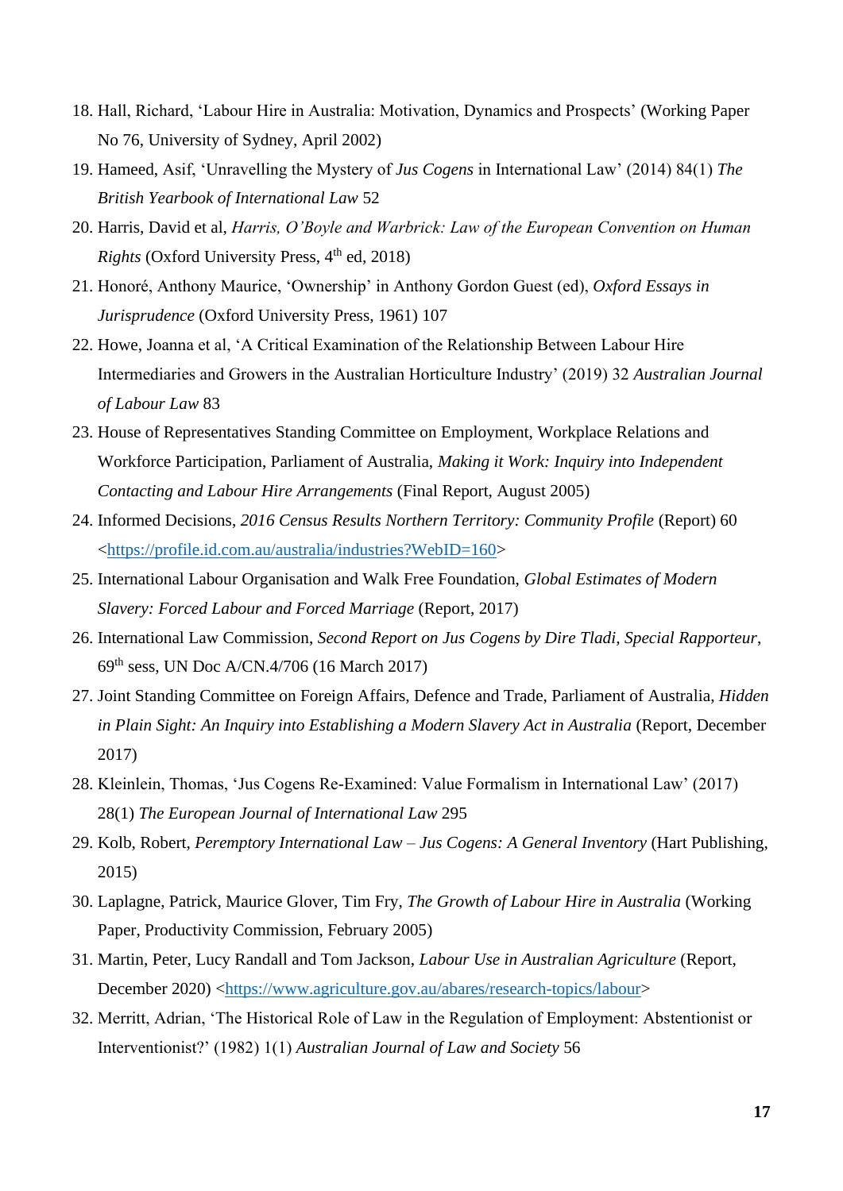18. Hall, Richard, 'Labour Hire in Australia: Motivation, Dynamics and Prospects' (Working Paper No 76, University of Sydney, April 2002)
19. Hameed, Asif, 'Unravelling the Mystery of *Jus Cogens* in International Law' (2014) 84(1) *The British Yearbook of International Law* 52
20. Harris, David et al, *Harris, O'Boyle and Warbrick: Law of the European Convention on Human Rights* (Oxford University Press, 4th ed, 2018)
21. Honoré, Anthony Maurice, 'Ownership' in Anthony Gordon Guest (ed), *Oxford Essays in Jurisprudence* (Oxford University Press, 1961) 107
22. Howe, Joanna et al, 'A Critical Examination of the Relationship Between Labour Hire Intermediaries and Growers in the Australian Horticulture Industry' (2019) 32 *Australian Journal of Labour Law* 83
23. House of Representatives Standing Committee on Employment, Workplace Relations and Workforce Participation, Parliament of Australia, *Making it Work: Inquiry into Independent Contacting and Labour Hire Arrangements* (Final Report, August 2005)
24. Informed Decisions, *2016 Census Results Northern Territory: Community Profile* (Report) 60 <https://profile.id.com.au/australia/industries?WebID=160>
25. International Labour Organisation and Walk Free Foundation, *Global Estimates of Modern Slavery: Forced Labour and Forced Marriage* (Report, 2017)
26. International Law Commission, *Second Report on Jus Cogens by Dire Tladi, Special Rapporteur*, 69th sess, UN Doc A/CN.4/706 (16 March 2017)
27. Joint Standing Committee on Foreign Affairs, Defence and Trade, Parliament of Australia, *Hidden in Plain Sight: An Inquiry into Establishing a Modern Slavery Act in Australia* (Report, December 2017)
28. Kleinlein, Thomas, 'Jus Cogens Re-Examined: Value Formalism in International Law' (2017) 28(1) *The European Journal of International Law* 295
29. Kolb, Robert, *Peremptory International Law – Jus Cogens: A General Inventory* (Hart Publishing, 2015)
30. Laplagne, Patrick, Maurice Glover, Tim Fry, *The Growth of Labour Hire in Australia* (Working Paper, Productivity Commission, February 2005)
31. Martin, Peter, Lucy Randall and Tom Jackson, *Labour Use in Australian Agriculture* (Report, December 2020) <https://www.agriculture.gov.au/abares/research-topics/labour>
32. Merritt, Adrian, 'The Historical Role of Law in the Regulation of Employment: Abstentionist or Interventionist?' (1982) 1(1) *Australian Journal of Law and Society* 56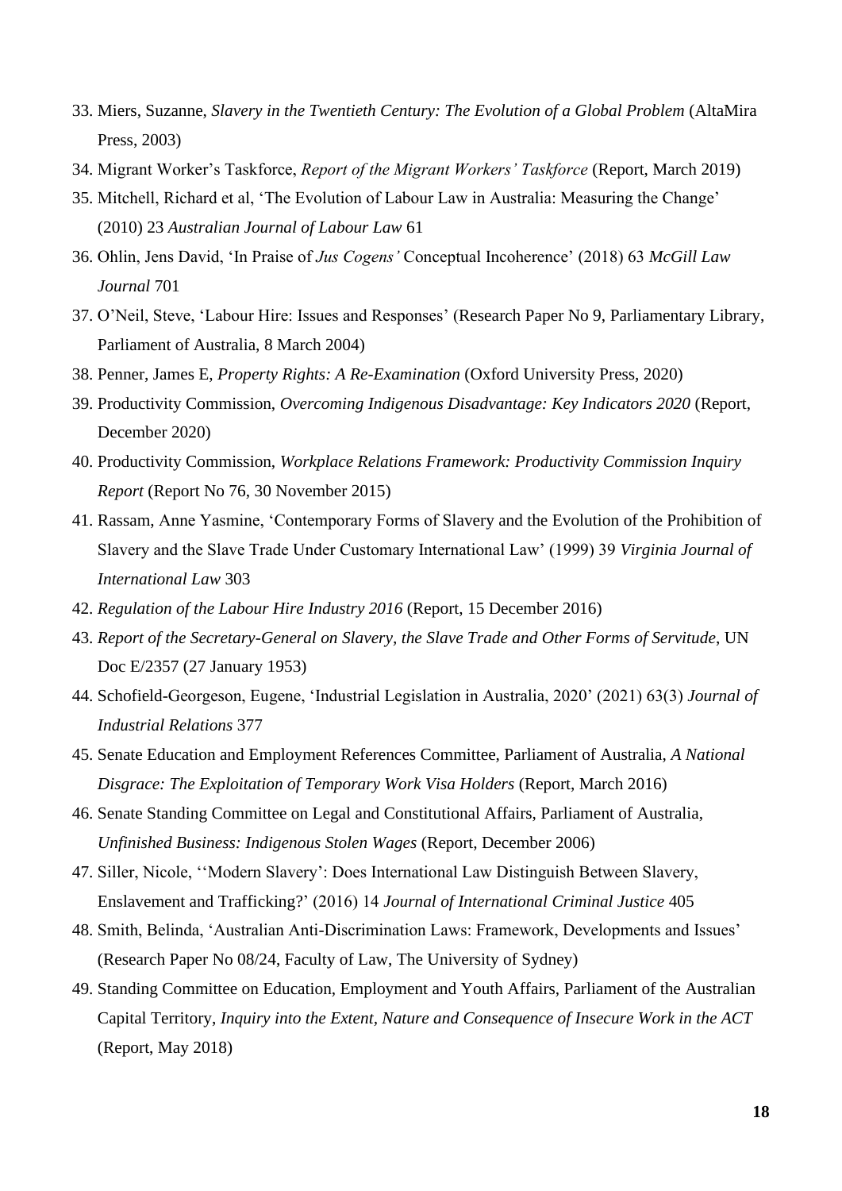33. Miers, Suzanne, *Slavery in the Twentieth Century: The Evolution of a Global Problem* (AltaMira Press, 2003)
34. Migrant Worker's Taskforce, *Report of the Migrant Workers' Taskforce* (Report, March 2019)
35. Mitchell, Richard et al, 'The Evolution of Labour Law in Australia: Measuring the Change' (2010) 23 *Australian Journal of Labour Law* 61
36. Ohlin, Jens David, 'In Praise of *Jus Cogens'* Conceptual Incoherence' (2018) 63 *McGill Law Journal* 701
37. O'Neil, Steve, 'Labour Hire: Issues and Responses' (Research Paper No 9, Parliamentary Library, Parliament of Australia, 8 March 2004)
38. Penner, James E, *Property Rights: A Re-Examination* (Oxford University Press, 2020)
39. Productivity Commission, *Overcoming Indigenous Disadvantage: Key Indicators 2020* (Report, December 2020)
40. Productivity Commission, *Workplace Relations Framework: Productivity Commission Inquiry Report* (Report No 76, 30 November 2015)
41. Rassam, Anne Yasmine, 'Contemporary Forms of Slavery and the Evolution of the Prohibition of Slavery and the Slave Trade Under Customary International Law' (1999) 39 *Virginia Journal of International Law* 303
42. *Regulation of the Labour Hire Industry 2016* (Report, 15 December 2016)
43. *Report of the Secretary-General on Slavery, the Slave Trade and Other Forms of Servitude*, UN Doc E/2357 (27 January 1953)
44. Schofield-Georgeson, Eugene, 'Industrial Legislation in Australia, 2020' (2021) 63(3) *Journal of Industrial Relations* 377
45. Senate Education and Employment References Committee, Parliament of Australia, *A National Disgrace: The Exploitation of Temporary Work Visa Holders* (Report, March 2016)
46. Senate Standing Committee on Legal and Constitutional Affairs, Parliament of Australia, *Unfinished Business: Indigenous Stolen Wages* (Report, December 2006)
47. Siller, Nicole, ''Modern Slavery': Does International Law Distinguish Between Slavery, Enslavement and Trafficking?' (2016) 14 *Journal of International Criminal Justice* 405
48. Smith, Belinda, 'Australian Anti-Discrimination Laws: Framework, Developments and Issues' (Research Paper No 08/24, Faculty of Law, The University of Sydney)
49. Standing Committee on Education, Employment and Youth Affairs, Parliament of the Australian Capital Territory, *Inquiry into the Extent, Nature and Consequence of Insecure Work in the ACT* (Report, May 2018)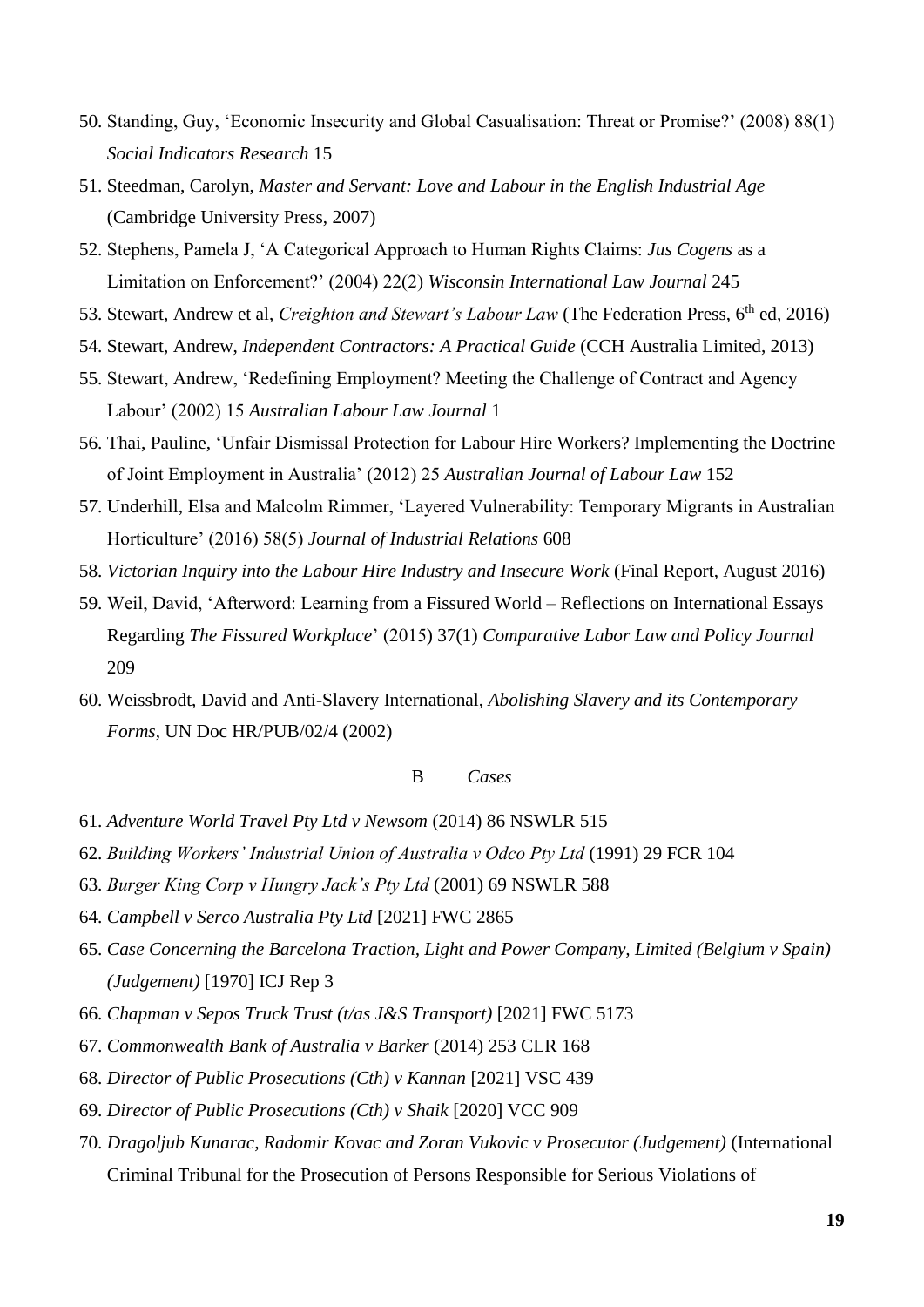50. Standing, Guy, 'Economic Insecurity and Global Casualisation: Threat or Promise?' (2008) 88(1) *Social Indicators Research* 15
51. Steedman, Carolyn, *Master and Servant: Love and Labour in the English Industrial Age* (Cambridge University Press, 2007)
52. Stephens, Pamela J, 'A Categorical Approach to Human Rights Claims: *Jus Cogens* as a Limitation on Enforcement?' (2004) 22(2) *Wisconsin International Law Journal* 245
53. Stewart, Andrew et al, *Creighton and Stewart's Labour Law* (The Federation Press, 6th ed, 2016)
54. Stewart, Andrew, *Independent Contractors: A Practical Guide* (CCH Australia Limited, 2013)
55. Stewart, Andrew, 'Redefining Employment? Meeting the Challenge of Contract and Agency Labour' (2002) 15 *Australian Labour Law Journal* 1
56. Thai, Pauline, 'Unfair Dismissal Protection for Labour Hire Workers? Implementing the Doctrine of Joint Employment in Australia' (2012) 25 *Australian Journal of Labour Law* 152
57. Underhill, Elsa and Malcolm Rimmer, 'Layered Vulnerability: Temporary Migrants in Australian Horticulture' (2016) 58(5) *Journal of Industrial Relations* 608
58. *Victorian Inquiry into the Labour Hire Industry and Insecure Work* (Final Report, August 2016)
59. Weil, David, 'Afterword: Learning from a Fissured World – Reflections on International Essays Regarding *The Fissured Workplace*' (2015) 37(1) *Comparative Labor Law and Policy Journal* 209
60. Weissbrodt, David and Anti-Slavery International, *Abolishing Slavery and its Contemporary Forms*, UN Doc HR/PUB/02/4 (2002)

### B *Cases*

61. *Adventure World Travel Pty Ltd v Newsom* (2014) 86 NSWLR 515
62. *Building Workers' Industrial Union of Australia v Odco Pty Ltd* (1991) 29 FCR 104
63. *Burger King Corp v Hungry Jack's Pty Ltd* (2001) 69 NSWLR 588
64. *Campbell v Serco Australia Pty Ltd* [2021] FWC 2865
65. *Case Concerning the Barcelona Traction, Light and Power Company, Limited (Belgium v Spain) (Judgement)* [1970] ICJ Rep 3
66. *Chapman v Sepos Truck Trust (t/as J&S Transport)* [2021] FWC 5173
67. *Commonwealth Bank of Australia v Barker* (2014) 253 CLR 168
68. *Director of Public Prosecutions (Cth) v Kannan* [2021] VSC 439
69. *Director of Public Prosecutions (Cth) v Shaik* [2020] VCC 909
70. *Dragoljub Kunarac, Radomir Kovac and Zoran Vukovic v Prosecutor (Judgement)* (International Criminal Tribunal for the Prosecution of Persons Responsible for Serious Violations of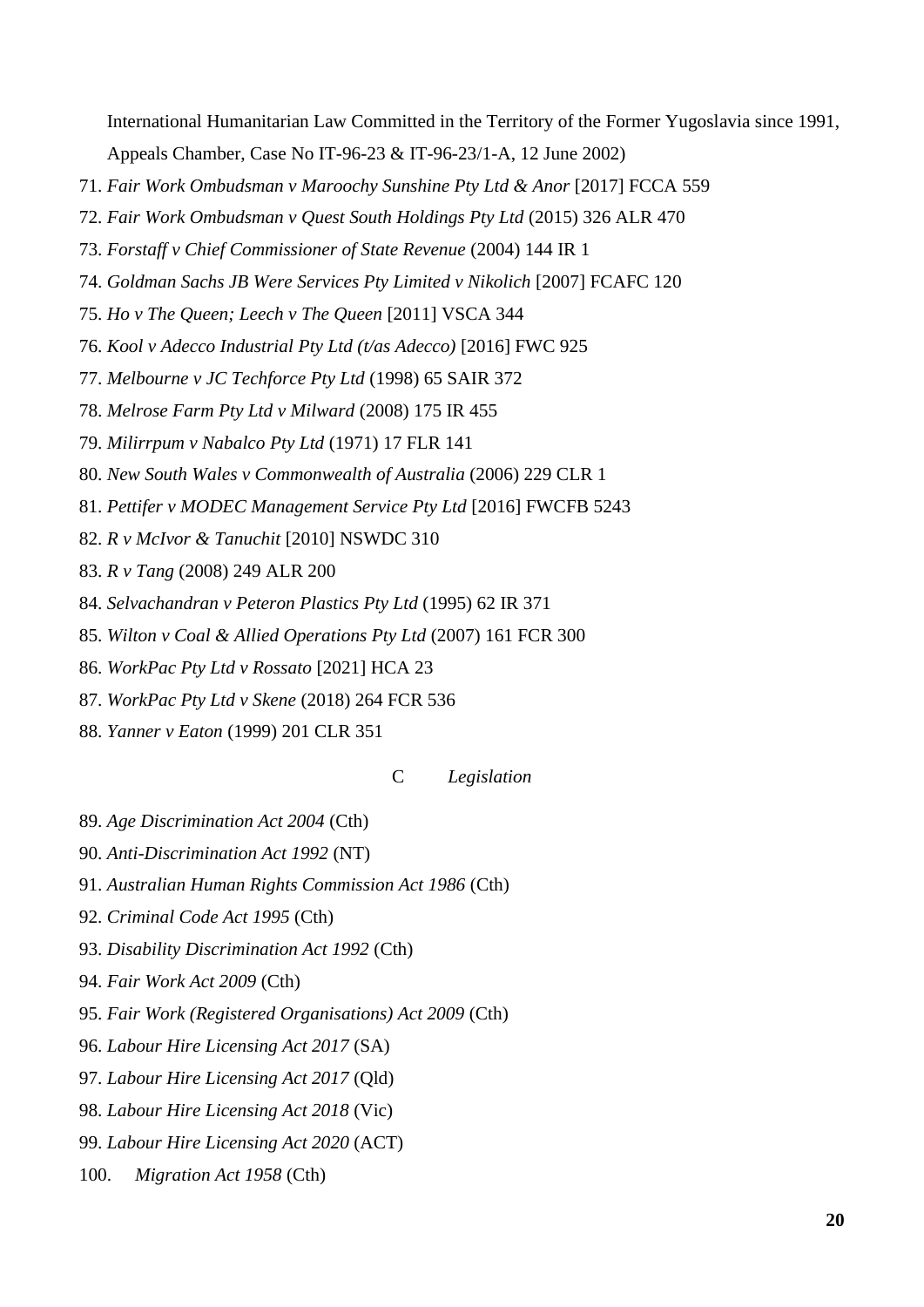International Humanitarian Law Committed in the Territory of the Former Yugoslavia since 1991, Appeals Chamber, Case No IT-96-23 & IT-96-23/1-A, 12 June 2002)

71. *Fair Work Ombudsman v Maroochy Sunshine Pty Ltd & Anor* [2017] FCCA 559
72. *Fair Work Ombudsman v Quest South Holdings Pty Ltd* (2015) 326 ALR 470
73. *Forstaff v Chief Commissioner of State Revenue* (2004) 144 IR 1
74. *Goldman Sachs JB Were Services Pty Limited v Nikolich* [2007] FCAFC 120
75. *Ho v The Queen; Leech v The Queen* [2011] VSCA 344
76. *Kool v Adecco Industrial Pty Ltd (t/as Adecco)* [2016] FWC 925
77. *Melbourne v JC Techforce Pty Ltd* (1998) 65 SAIR 372
78. *Melrose Farm Pty Ltd v Milward* (2008) 175 IR 455
79. *Milirrpum v Nabalco Pty Ltd* (1971) 17 FLR 141
80. *New South Wales v Commonwealth of Australia* (2006) 229 CLR 1
81. *Pettifer v MODEC Management Service Pty Ltd* [2016] FWCFB 5243
82. *R v McIvor & Tanuchit* [2010] NSWDC 310
83. *R v Tang* (2008) 249 ALR 200
84. *Selvachandran v Peteron Plastics Pty Ltd* (1995) 62 IR 371
85. *Wilton v Coal & Allied Operations Pty Ltd* (2007) 161 FCR 300
86. *WorkPac Pty Ltd v Rossato* [2021] HCA 23
87. *WorkPac Pty Ltd v Skene* (2018) 264 FCR 536
88. *Yanner v Eaton* (1999) 201 CLR 351

### C *Legislation*

89. *Age Discrimination Act 2004* (Cth)
90. *Anti-Discrimination Act 1992* (NT)
91. *Australian Human Rights Commission Act 1986* (Cth)
92. *Criminal Code Act 1995* (Cth)
93. *Disability Discrimination Act 1992* (Cth)
94. *Fair Work Act 2009* (Cth)
95. *Fair Work (Registered Organisations) Act 2009* (Cth)
96. *Labour Hire Licensing Act 2017* (SA)
97. *Labour Hire Licensing Act 2017* (Qld)
98. *Labour Hire Licensing Act 2018* (Vic)
99. *Labour Hire Licensing Act 2020* (ACT)
100. *Migration Act 1958* (Cth)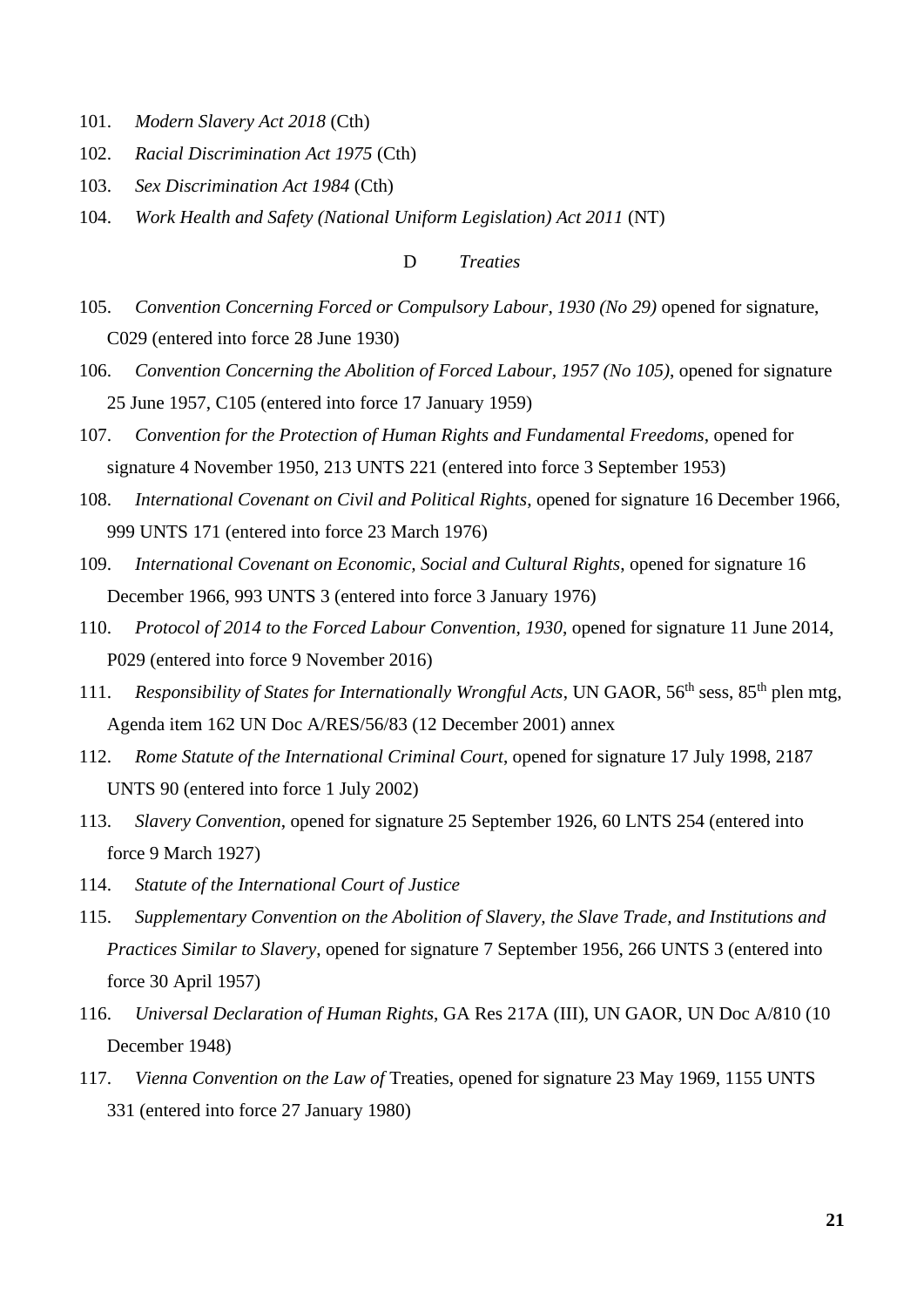101. *Modern Slavery Act 2018* (Cth)

102. *Racial Discrimination Act 1975* (Cth)

103. *Sex Discrimination Act 1984* (Cth)

104. *Work Health and Safety (National Uniform Legislation) Act 2011* (NT)

### D *Treaties*

105. *Convention Concerning Forced or Compulsory Labour, 1930 (No 29)* opened for signature, C029 (entered into force 28 June 1930)

106. *Convention Concerning the Abolition of Forced Labour, 1957 (No 105)*, opened for signature 25 June 1957, C105 (entered into force 17 January 1959)

107. *Convention for the Protection of Human Rights and Fundamental Freedoms*, opened for signature 4 November 1950, 213 UNTS 221 (entered into force 3 September 1953)

108. *International Covenant on Civil and Political Rights*, opened for signature 16 December 1966, 999 UNTS 171 (entered into force 23 March 1976)

109. *International Covenant on Economic, Social and Cultural Rights*, opened for signature 16 December 1966, 993 UNTS 3 (entered into force 3 January 1976)

110. *Protocol of 2014 to the Forced Labour Convention, 1930*, opened for signature 11 June 2014, P029 (entered into force 9 November 2016)

111. *Responsibility of States for Internationally Wrongful Acts*, UN GAOR, 56th sess, 85th plen mtg, Agenda item 162 UN Doc A/RES/56/83 (12 December 2001) annex

112. *Rome Statute of the International Criminal Court*, opened for signature 17 July 1998, 2187 UNTS 90 (entered into force 1 July 2002)

113. *Slavery Convention*, opened for signature 25 September 1926, 60 LNTS 254 (entered into force 9 March 1927)

114. *Statute of the International Court of Justice*

115. *Supplementary Convention on the Abolition of Slavery, the Slave Trade, and Institutions and Practices Similar to Slavery*, opened for signature 7 September 1956, 266 UNTS 3 (entered into force 30 April 1957)

116. *Universal Declaration of Human Rights*, GA Res 217A (III), UN GAOR, UN Doc A/810 (10 December 1948)

117. *Vienna Convention on the Law of* Treaties, opened for signature 23 May 1969, 1155 UNTS 331 (entered into force 27 January 1980)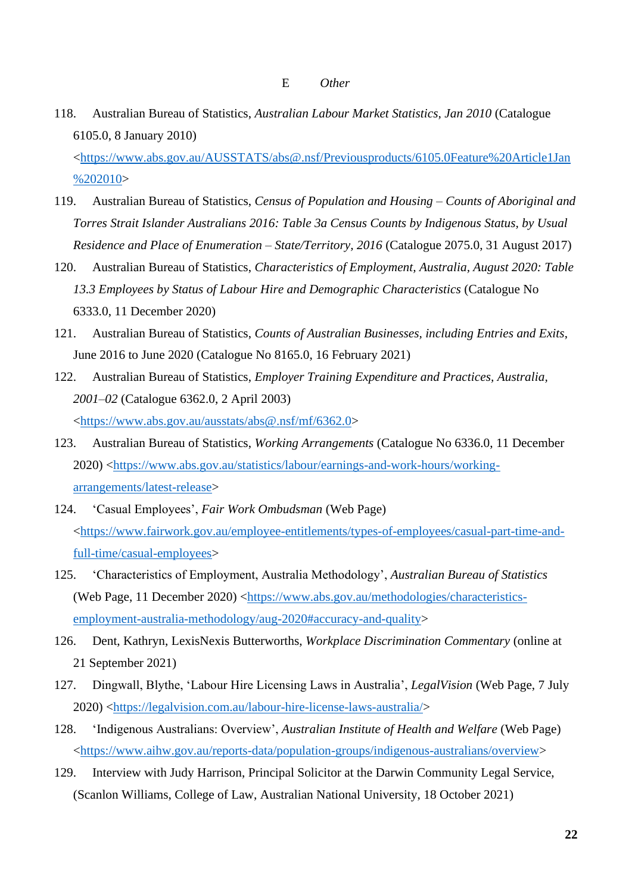### E Other

118. Australian Bureau of Statistics, *Australian Labour Market Statistics, Jan 2010* (Catalogue 6105.0, 8 January 2010) <https://www.abs.gov.au/AUSSTATS/abs@.nsf/Previousproducts/6105.0Feature%20Article1Jan%202010>

119. Australian Bureau of Statistics, *Census of Population and Housing – Counts of Aboriginal and Torres Strait Islander Australians 2016: Table 3a Census Counts by Indigenous Status, by Usual Residence and Place of Enumeration – State/Territory, 2016* (Catalogue 2075.0, 31 August 2017)

120. Australian Bureau of Statistics, *Characteristics of Employment, Australia, August 2020: Table 13.3 Employees by Status of Labour Hire and Demographic Characteristics* (Catalogue No 6333.0, 11 December 2020)

121. Australian Bureau of Statistics, *Counts of Australian Businesses, including Entries and Exits*, June 2016 to June 2020 (Catalogue No 8165.0, 16 February 2021)

122. Australian Bureau of Statistics, *Employer Training Expenditure and Practices, Australia, 2001–02* (Catalogue 6362.0, 2 April 2003) <https://www.abs.gov.au/ausstats/abs@.nsf/mf/6362.0>

123. Australian Bureau of Statistics, *Working Arrangements* (Catalogue No 6336.0, 11 December 2020) <https://www.abs.gov.au/statistics/labour/earnings-and-work-hours/working-arrangements/latest-release>

124. 'Casual Employees', *Fair Work Ombudsman* (Web Page) <https://www.fairwork.gov.au/employee-entitlements/types-of-employees/casual-part-time-and-full-time/casual-employees>

125. 'Characteristics of Employment, Australia Methodology', *Australian Bureau of Statistics* (Web Page, 11 December 2020) <https://www.abs.gov.au/methodologies/characteristics-employment-australia-methodology/aug-2020#accuracy-and-quality>

126. Dent, Kathryn, LexisNexis Butterworths, *Workplace Discrimination Commentary* (online at 21 September 2021)

127. Dingwall, Blythe, 'Labour Hire Licensing Laws in Australia', *LegalVision* (Web Page, 7 July 2020) <https://legalvision.com.au/labour-hire-license-laws-australia/>

128. 'Indigenous Australians: Overview', *Australian Institute of Health and Welfare* (Web Page) <https://www.aihw.gov.au/reports-data/population-groups/indigenous-australians/overview>

129. Interview with Judy Harrison, Principal Solicitor at the Darwin Community Legal Service, (Scanlon Williams, College of Law, Australian National University, 18 October 2021)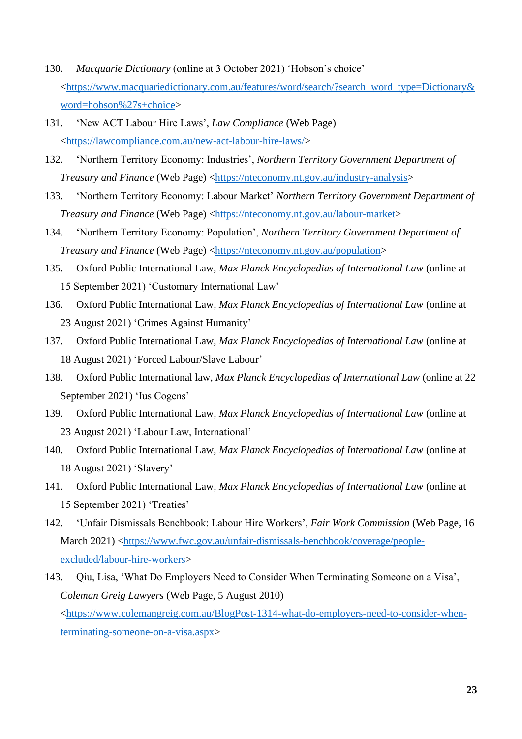130. *Macquarie Dictionary* (online at 3 October 2021) 'Hobson's choice' <https://www.macquariedictionary.com.au/features/word/search/?search_word_type=Dictionary&word=hobson%27s+choice>

131. 'New ACT Labour Hire Laws', *Law Compliance* (Web Page) <https://lawcompliance.com.au/new-act-labour-hire-laws/>

132. 'Northern Territory Economy: Industries', *Northern Territory Government Department of Treasury and Finance* (Web Page) <https://nteconomy.nt.gov.au/industry-analysis>

133. 'Northern Territory Economy: Labour Market' *Northern Territory Government Department of Treasury and Finance* (Web Page) <https://nteconomy.nt.gov.au/labour-market>

134. 'Northern Territory Economy: Population', *Northern Territory Government Department of Treasury and Finance* (Web Page) <https://nteconomy.nt.gov.au/population>

135. Oxford Public International Law, *Max Planck Encyclopedias of International Law* (online at 15 September 2021) 'Customary International Law'

136. Oxford Public International Law, *Max Planck Encyclopedias of International Law* (online at 23 August 2021) 'Crimes Against Humanity'

137. Oxford Public International Law, *Max Planck Encyclopedias of International Law* (online at 18 August 2021) 'Forced Labour/Slave Labour'

138. Oxford Public International law, *Max Planck Encyclopedias of International Law* (online at 22 September 2021) 'Ius Cogens'

139. Oxford Public International Law, *Max Planck Encyclopedias of International Law* (online at 23 August 2021) 'Labour Law, International'

140. Oxford Public International Law, *Max Planck Encyclopedias of International Law* (online at 18 August 2021) 'Slavery'

141. Oxford Public International Law, *Max Planck Encyclopedias of International Law* (online at 15 September 2021) 'Treaties'

142. 'Unfair Dismissals Benchbook: Labour Hire Workers', *Fair Work Commission* (Web Page, 16 March 2021) <https://www.fwc.gov.au/unfair-dismissals-benchbook/coverage/people-excluded/labour-hire-workers>

143. Qiu, Lisa, 'What Do Employers Need to Consider When Terminating Someone on a Visa', *Coleman Greig Lawyers* (Web Page, 5 August 2010) <https://www.colemangreig.com.au/BlogPost-1314-what-do-employers-need-to-consider-when-terminating-someone-on-a-visa.aspx>